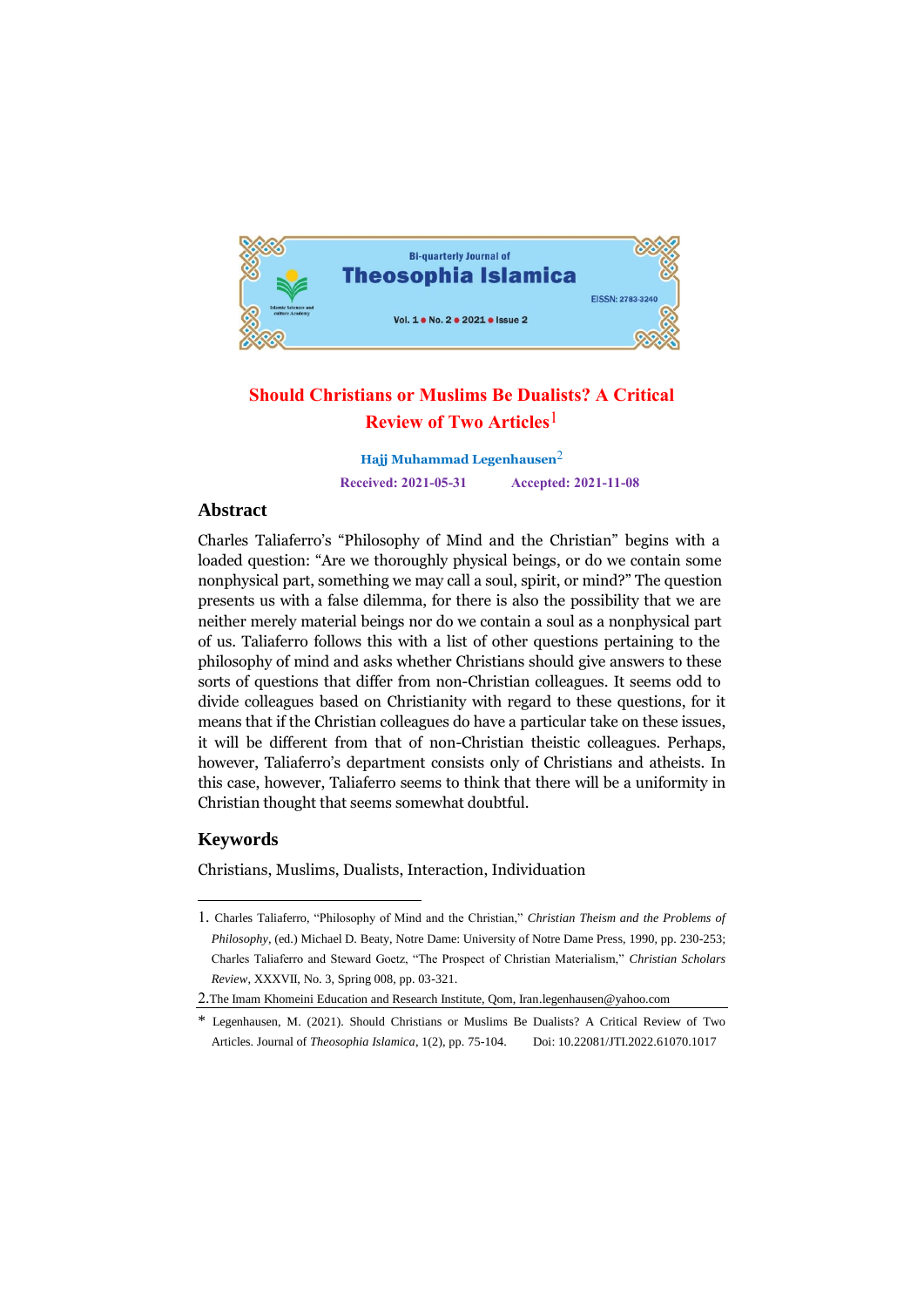# Should Christians or Muslims Be Dualists? A Critical Review of Two Articles[1]

**Hajj Muhammad Legenhausen**[2]

**Received: 2021-05-31** **Accepted: 2021-11-08**

## Abstract

Charles Taliaferro's "Philosophy of Mind and the Christian" begins with a loaded question: "Are we thoroughly physical beings, or do we contain some nonphysical part, something we may call a soul, spirit, or mind?" The question presents us with a false dilemma, for there is also the possibility that we are neither merely material beings nor do we contain a soul as a nonphysical part of us. Taliaferro follows this with a list of other questions pertaining to the philosophy of mind and asks whether Christians should give answers to these sorts of questions that differ from non-Christian colleagues. It seems odd to divide colleagues based on Christianity with regard to these questions, for it means that if the Christian colleagues do have a particular take on these issues, it will be different from that of non-Christian theistic colleagues. Perhaps, however, Taliaferro's department consists only of Christians and atheists. In this case, however, Taliaferro seems to think that there will be a uniformity in Christian thought that seems somewhat doubtful.

## Keywords

Christians, Muslims, Dualists, Interaction, Individuation

---

1. Charles Taliaferro, "Philosophy of Mind and the Christian," *Christian Theism and the Problems of Philosophy*, (ed.) Michael D. Beaty, Notre Dame: University of Notre Dame Press, 1990, pp. 230-253; Charles Taliaferro and Steward Goetz, "The Prospect of Christian Materialism," *Christian Scholars Review*, XXXVII, No. 3, Spring 008, pp. 03-321.

2. The Imam Khomeini Education and Research Institute, Qom, Iran.legenhausen@yahoo.com

\* Legenhausen, M. (2021). Should Christians or Muslims Be Dualists? A Critical Review of Two Articles. Journal of *Theosophia Islamica*, 1(2), pp. 75-104. Doi: 10.22081/JTI.2022.61070.1017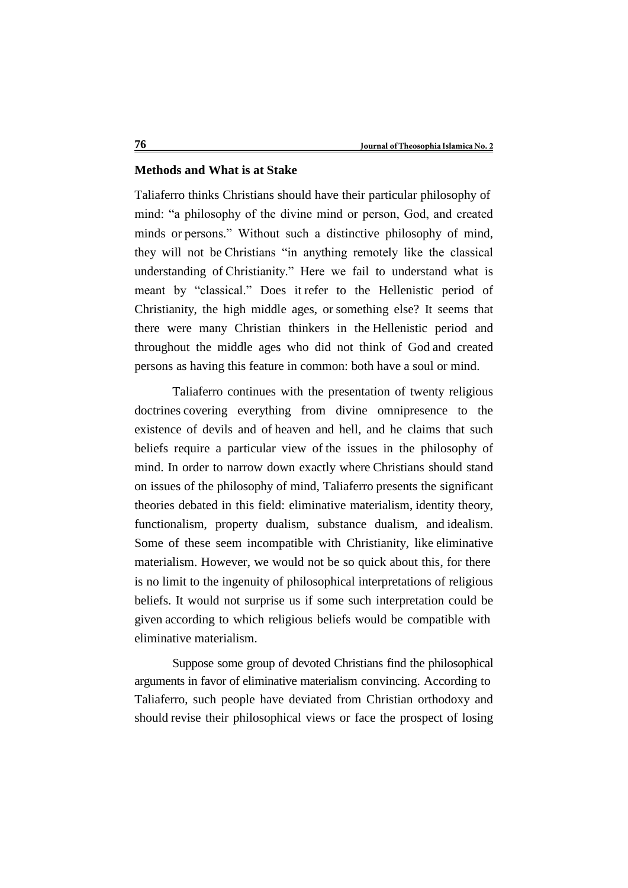## Methods and What is at Stake

Taliaferro thinks Christians should have their particular philosophy of mind: "a philosophy of the divine mind or person, God, and created minds or persons." Without such a distinctive philosophy of mind, they will not be Christians "in anything remotely like the classical understanding of Christianity." Here we fail to understand what is meant by "classical." Does it refer to the Hellenistic period of Christianity, the high middle ages, or something else? It seems that there were many Christian thinkers in the Hellenistic period and throughout the middle ages who did not think of God and created persons as having this feature in common: both have a soul or mind.

Taliaferro continues with the presentation of twenty religious doctrines covering everything from divine omnipresence to the existence of devils and of heaven and hell, and he claims that such beliefs require a particular view of the issues in the philosophy of mind. In order to narrow down exactly where Christians should stand on issues of the philosophy of mind, Taliaferro presents the significant theories debated in this field: eliminative materialism, identity theory, functionalism, property dualism, substance dualism, and idealism. Some of these seem incompatible with Christianity, like eliminative materialism. However, we would not be so quick about this, for there is no limit to the ingenuity of philosophical interpretations of religious beliefs. It would not surprise us if some such interpretation could be given according to which religious beliefs would be compatible with eliminative materialism.

Suppose some group of devoted Christians find the philosophical arguments in favor of eliminative materialism convincing. According to Taliaferro, such people have deviated from Christian orthodoxy and should revise their philosophical views or face the prospect of losing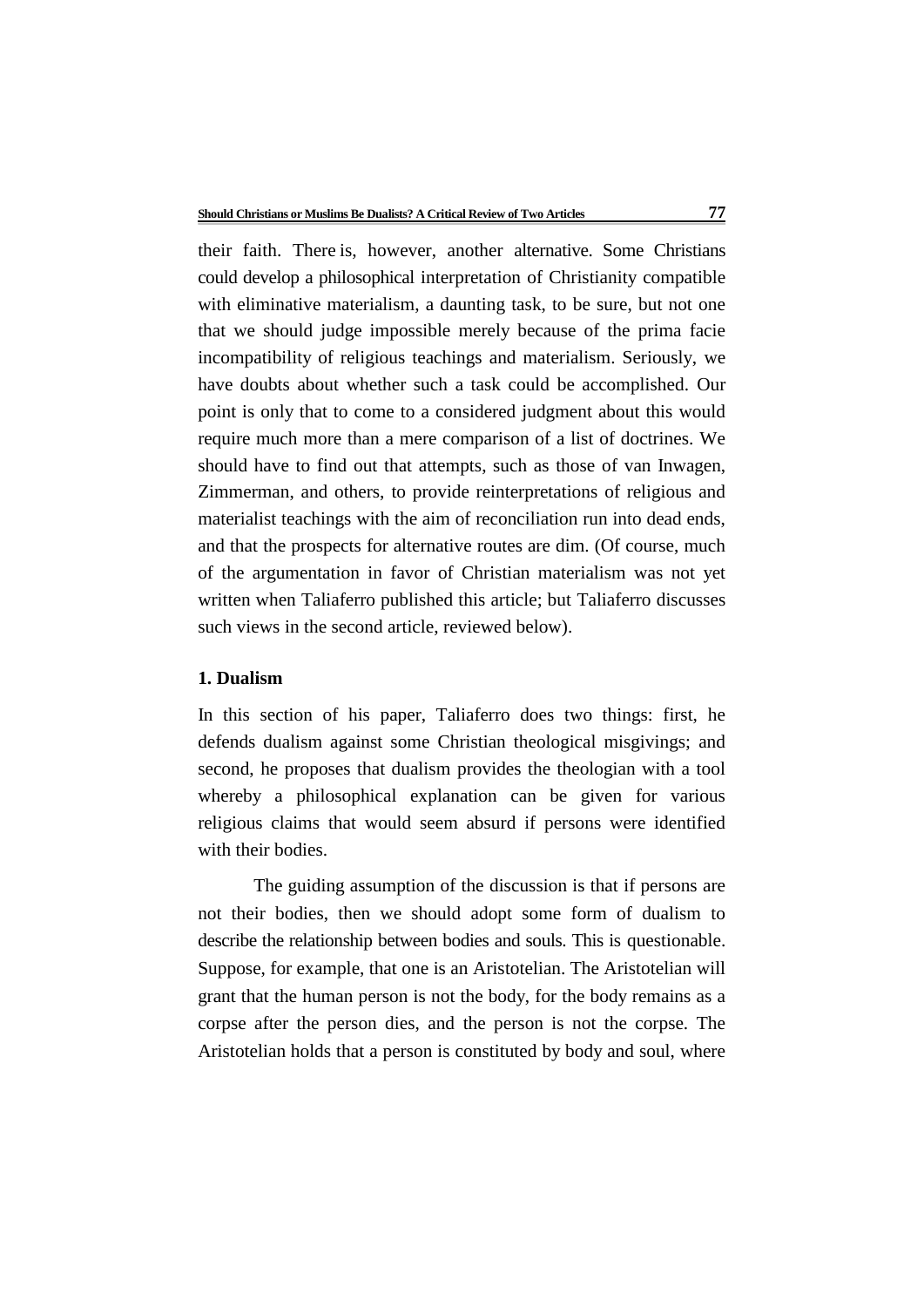their faith. There is, however, another alternative. Some Christians could develop a philosophical interpretation of Christianity compatible with eliminative materialism, a daunting task, to be sure, but not one that we should judge impossible merely because of the prima facie incompatibility of religious teachings and materialism. Seriously, we have doubts about whether such a task could be accomplished. Our point is only that to come to a considered judgment about this would require much more than a mere comparison of a list of doctrines. We should have to find out that attempts, such as those of van Inwagen, Zimmerman, and others, to provide reinterpretations of religious and materialist teachings with the aim of reconciliation run into dead ends, and that the prospects for alternative routes are dim. (Of course, much of the argumentation in favor of Christian materialism was not yet written when Taliaferro published this article; but Taliaferro discusses such views in the second article, reviewed below).

## 1. Dualism

In this section of his paper, Taliaferro does two things: first, he defends dualism against some Christian theological misgivings; and second, he proposes that dualism provides the theologian with a tool whereby a philosophical explanation can be given for various religious claims that would seem absurd if persons were identified with their bodies.

The guiding assumption of the discussion is that if persons are not their bodies, then we should adopt some form of dualism to describe the relationship between bodies and souls. This is questionable. Suppose, for example, that one is an Aristotelian. The Aristotelian will grant that the human person is not the body, for the body remains as a corpse after the person dies, and the person is not the corpse. The Aristotelian holds that a person is constituted by body and soul, where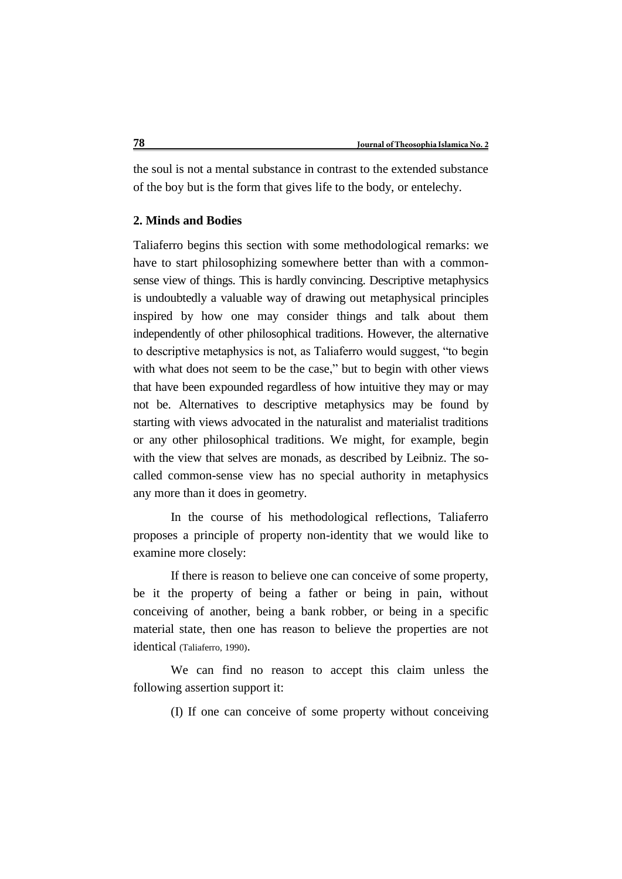the soul is not a mental substance in contrast to the extended substance of the boy but is the form that gives life to the body, or entelechy.

## 2. Minds and Bodies

Taliaferro begins this section with some methodological remarks: we have to start philosophizing somewhere better than with a common-sense view of things. This is hardly convincing. Descriptive metaphysics is undoubtedly a valuable way of drawing out metaphysical principles inspired by how one may consider things and talk about them independently of other philosophical traditions. However, the alternative to descriptive metaphysics is not, as Taliaferro would suggest, "to begin with what does not seem to be the case," but to begin with other views that have been expounded regardless of how intuitive they may or may not be. Alternatives to descriptive metaphysics may be found by starting with views advocated in the naturalist and materialist traditions or any other philosophical traditions. We might, for example, begin with the view that selves are monads, as described by Leibniz. The so-called common-sense view has no special authority in metaphysics any more than it does in geometry.

In the course of his methodological reflections, Taliaferro proposes a principle of property non-identity that we would like to examine more closely:

If there is reason to believe one can conceive of some property, be it the property of being a father or being in pain, without conceiving of another, being a bank robber, or being in a specific material state, then one has reason to believe the properties are not identical (Taliaferro, 1990).

We can find no reason to accept this claim unless the following assertion support it:

(I) If one can conceive of some property without conceiving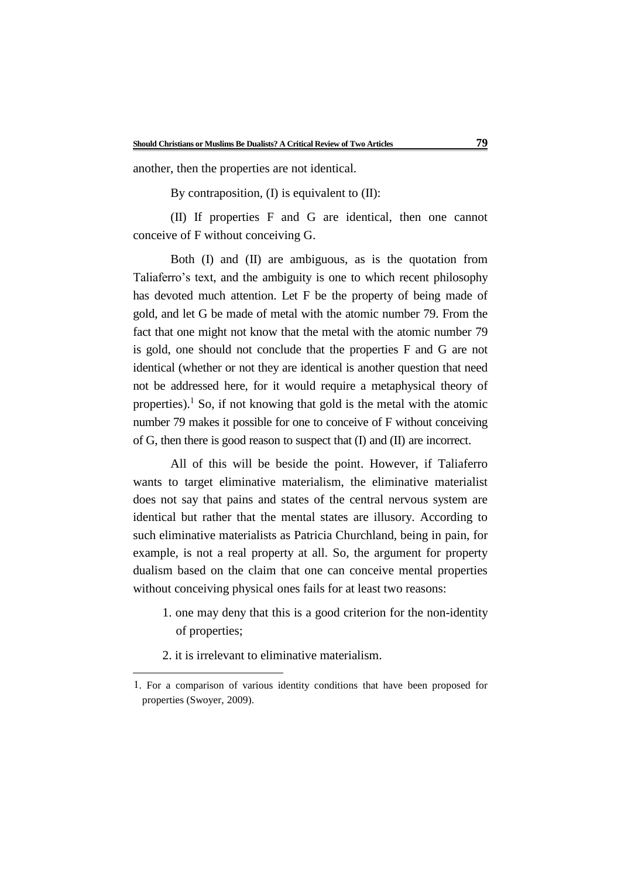another, then the properties are not identical.

By contraposition, (I) is equivalent to (II):

(II) If properties F and G are identical, then one cannot conceive of F without conceiving G.

Both (I) and (II) are ambiguous, as is the quotation from Taliaferro's text, and the ambiguity is one to which recent philosophy has devoted much attention. Let F be the property of being made of gold, and let G be made of metal with the atomic number 79. From the fact that one might not know that the metal with the atomic number 79 is gold, one should not conclude that the properties F and G are not identical (whether or not they are identical is another question that need not be addressed here, for it would require a metaphysical theory of properties).[1] So, if not knowing that gold is the metal with the atomic number 79 makes it possible for one to conceive of F without conceiving of G, then there is good reason to suspect that (I) and (II) are incorrect.

All of this will be beside the point. However, if Taliaferro wants to target eliminative materialism, the eliminative materialist does not say that pains and states of the central nervous system are identical but rather that the mental states are illusory. According to such eliminative materialists as Patricia Churchland, being in pain, for example, is not a real property at all. So, the argument for property dualism based on the claim that one can conceive mental properties without conceiving physical ones fails for at least two reasons:

1. one may deny that this is a good criterion for the non-identity of properties;
2. it is irrelevant to eliminative materialism.

---

1. For a comparison of various identity conditions that have been proposed for properties (Swoyer, 2009).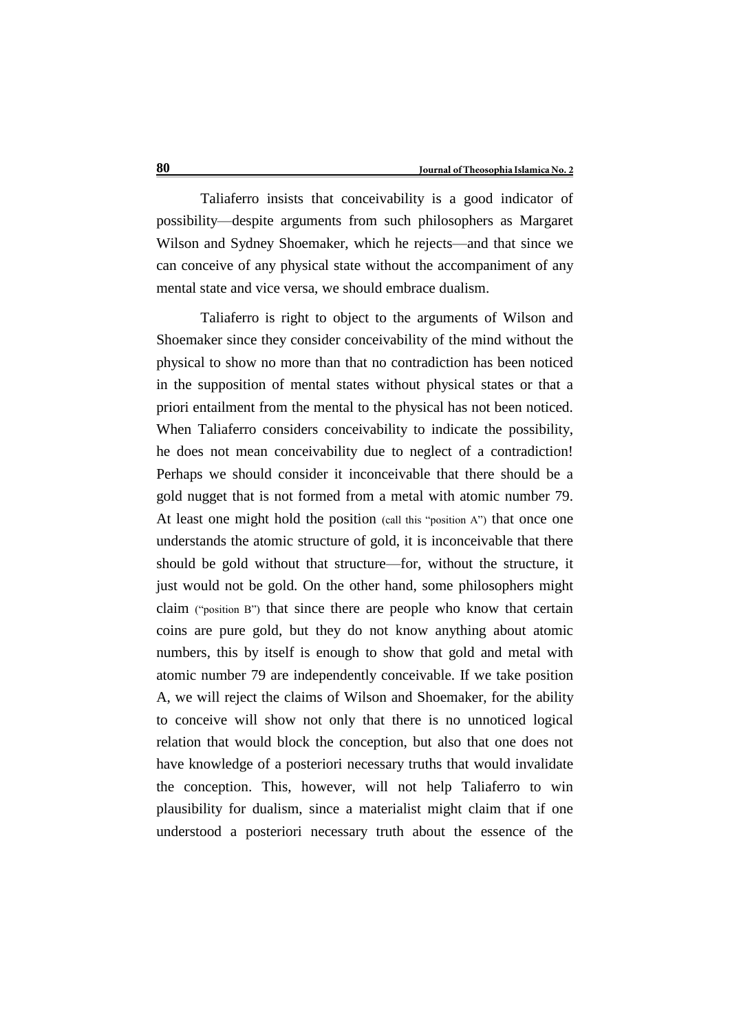Taliaferro insists that conceivability is a good indicator of possibility—despite arguments from such philosophers as Margaret Wilson and Sydney Shoemaker, which he rejects—and that since we can conceive of any physical state without the accompaniment of any mental state and vice versa, we should embrace dualism.

Taliaferro is right to object to the arguments of Wilson and Shoemaker since they consider conceivability of the mind without the physical to show no more than that no contradiction has been noticed in the supposition of mental states without physical states or that a priori entailment from the mental to the physical has not been noticed. When Taliaferro considers conceivability to indicate the possibility, he does not mean conceivability due to neglect of a contradiction! Perhaps we should consider it inconceivable that there should be a gold nugget that is not formed from a metal with atomic number 79. At least one might hold the position (call this "position A") that once one understands the atomic structure of gold, it is inconceivable that there should be gold without that structure—for, without the structure, it just would not be gold. On the other hand, some philosophers might claim ("position B") that since there are people who know that certain coins are pure gold, but they do not know anything about atomic numbers, this by itself is enough to show that gold and metal with atomic number 79 are independently conceivable. If we take position A, we will reject the claims of Wilson and Shoemaker, for the ability to conceive will show not only that there is no unnoticed logical relation that would block the conception, but also that one does not have knowledge of a posteriori necessary truths that would invalidate the conception. This, however, will not help Taliaferro to win plausibility for dualism, since a materialist might claim that if one understood a posteriori necessary truth about the essence of the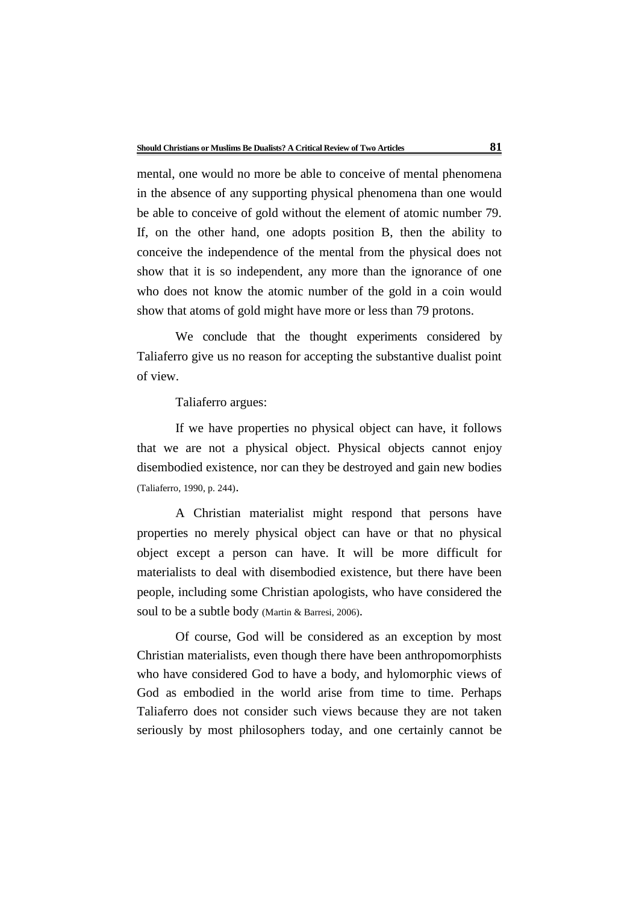mental, one would no more be able to conceive of mental phenomena in the absence of any supporting physical phenomena than one would be able to conceive of gold without the element of atomic number 79. If, on the other hand, one adopts position B, then the ability to conceive the independence of the mental from the physical does not show that it is so independent, any more than the ignorance of one who does not know the atomic number of the gold in a coin would show that atoms of gold might have more or less than 79 protons.

We conclude that the thought experiments considered by Taliaferro give us no reason for accepting the substantive dualist point of view.

Taliaferro argues:

> If we have properties no physical object can have, it follows that we are not a physical object. Physical objects cannot enjoy disembodied existence, nor can they be destroyed and gain new bodies (Taliaferro, 1990, p. 244).

A Christian materialist might respond that persons have properties no merely physical object can have or that no physical object except a person can have. It will be more difficult for materialists to deal with disembodied existence, but there have been people, including some Christian apologists, who have considered the soul to be a subtle body (Martin & Barresi, 2006).

Of course, God will be considered as an exception by most Christian materialists, even though there have been anthropomorphists who have considered God to have a body, and hylomorphic views of God as embodied in the world arise from time to time. Perhaps Taliaferro does not consider such views because they are not taken seriously by most philosophers today, and one certainly cannot be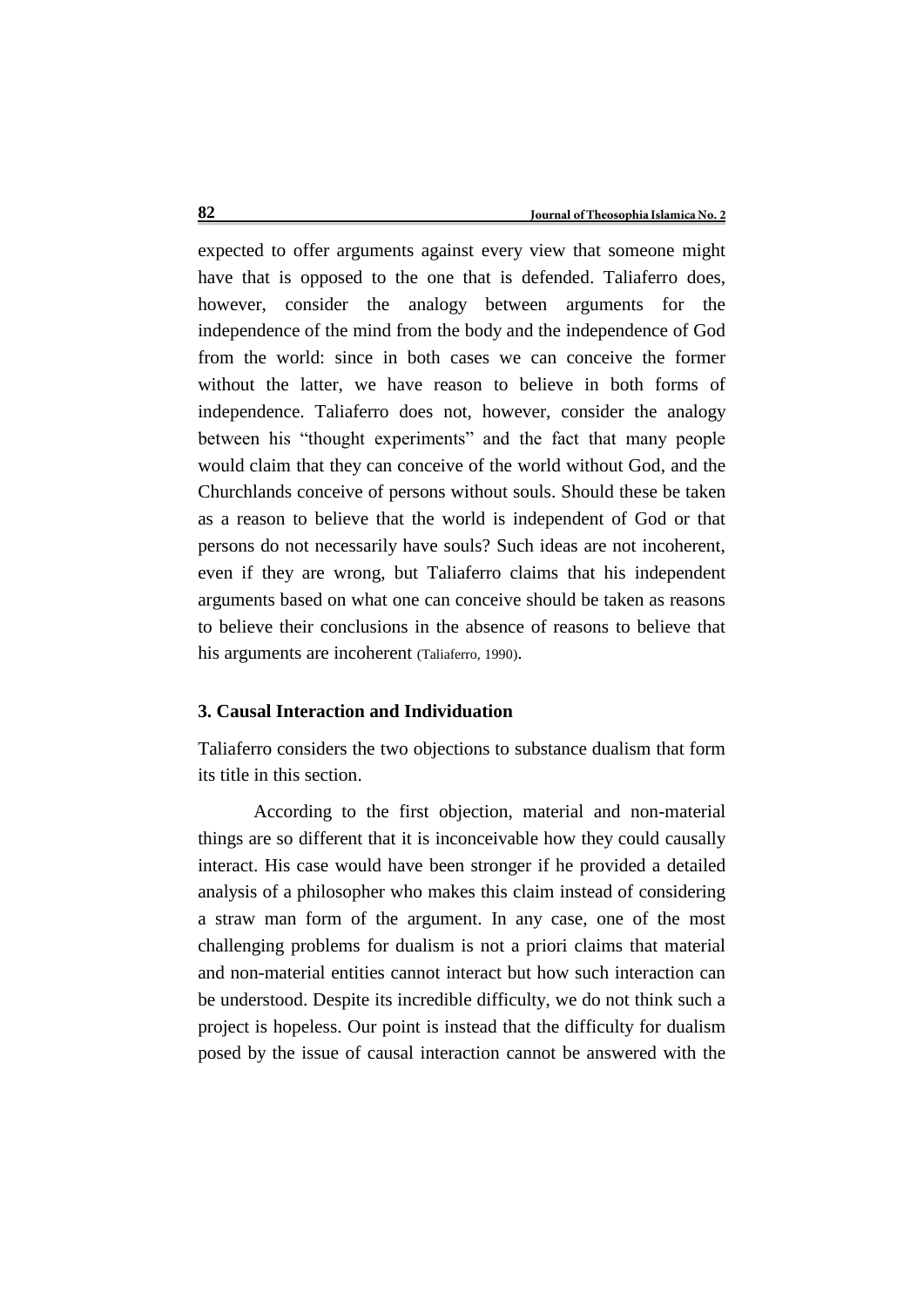expected to offer arguments against every view that someone might have that is opposed to the one that is defended. Taliaferro does, however, consider the analogy between arguments for the independence of the mind from the body and the independence of God from the world: since in both cases we can conceive the former without the latter, we have reason to believe in both forms of independence. Taliaferro does not, however, consider the analogy between his "thought experiments" and the fact that many people would claim that they can conceive of the world without God, and the Churchlands conceive of persons without souls. Should these be taken as a reason to believe that the world is independent of God or that persons do not necessarily have souls? Such ideas are not incoherent, even if they are wrong, but Taliaferro claims that his independent arguments based on what one can conceive should be taken as reasons to believe their conclusions in the absence of reasons to believe that his arguments are incoherent (Taliaferro, 1990).

### 3. Causal Interaction and Individuation

Taliaferro considers the two objections to substance dualism that form its title in this section.

According to the first objection, material and non-material things are so different that it is inconceivable how they could causally interact. His case would have been stronger if he provided a detailed analysis of a philosopher who makes this claim instead of considering a straw man form of the argument. In any case, one of the most challenging problems for dualism is not a priori claims that material and non-material entities cannot interact but how such interaction can be understood. Despite its incredible difficulty, we do not think such a project is hopeless. Our point is instead that the difficulty for dualism posed by the issue of causal interaction cannot be answered with the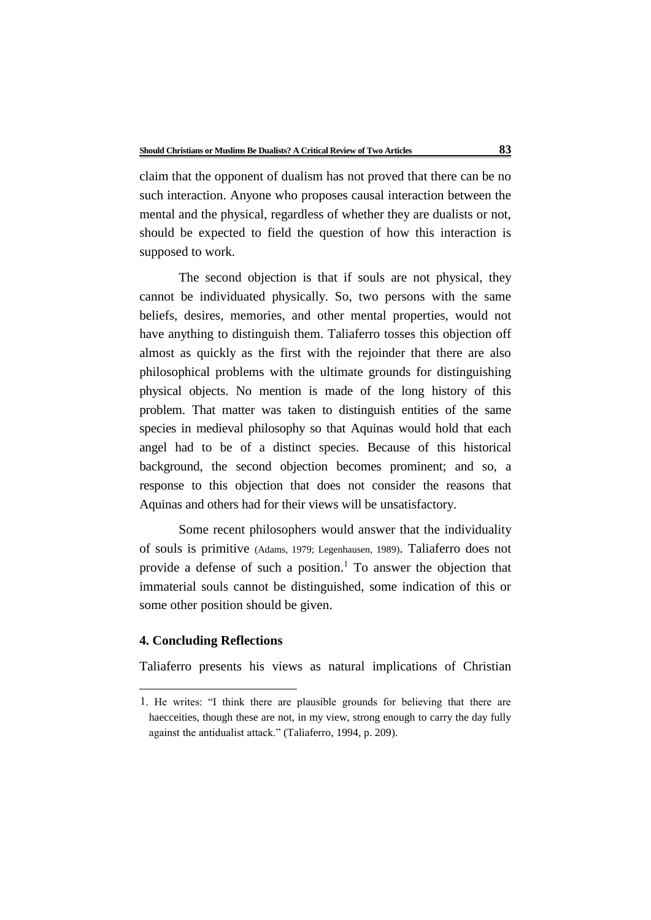claim that the opponent of dualism has not proved that there can be no such interaction. Anyone who proposes causal interaction between the mental and the physical, regardless of whether they are dualists or not, should be expected to field the question of how this interaction is supposed to work.

The second objection is that if souls are not physical, they cannot be individuated physically. So, two persons with the same beliefs, desires, memories, and other mental properties, would not have anything to distinguish them. Taliaferro tosses this objection off almost as quickly as the first with the rejoinder that there are also philosophical problems with the ultimate grounds for distinguishing physical objects. No mention is made of the long history of this problem. That matter was taken to distinguish entities of the same species in medieval philosophy so that Aquinas would hold that each angel had to be of a distinct species. Because of this historical background, the second objection becomes prominent; and so, a response to this objection that does not consider the reasons that Aquinas and others had for their views will be unsatisfactory.

Some recent philosophers would answer that the individuality of souls is primitive (Adams, 1979; Legenhausen, 1989). Taliaferro does not provide a defense of such a position.[1] To answer the objection that immaterial souls cannot be distinguished, some indication of this or some other position should be given.

### 4. Concluding Reflections

Taliaferro presents his views as natural implications of Christian

---

1. He writes: "I think there are plausible grounds for believing that there are haecceities, though these are not, in my view, strong enough to carry the day fully against the antidualist attack." (Taliaferro, 1994, p. 209).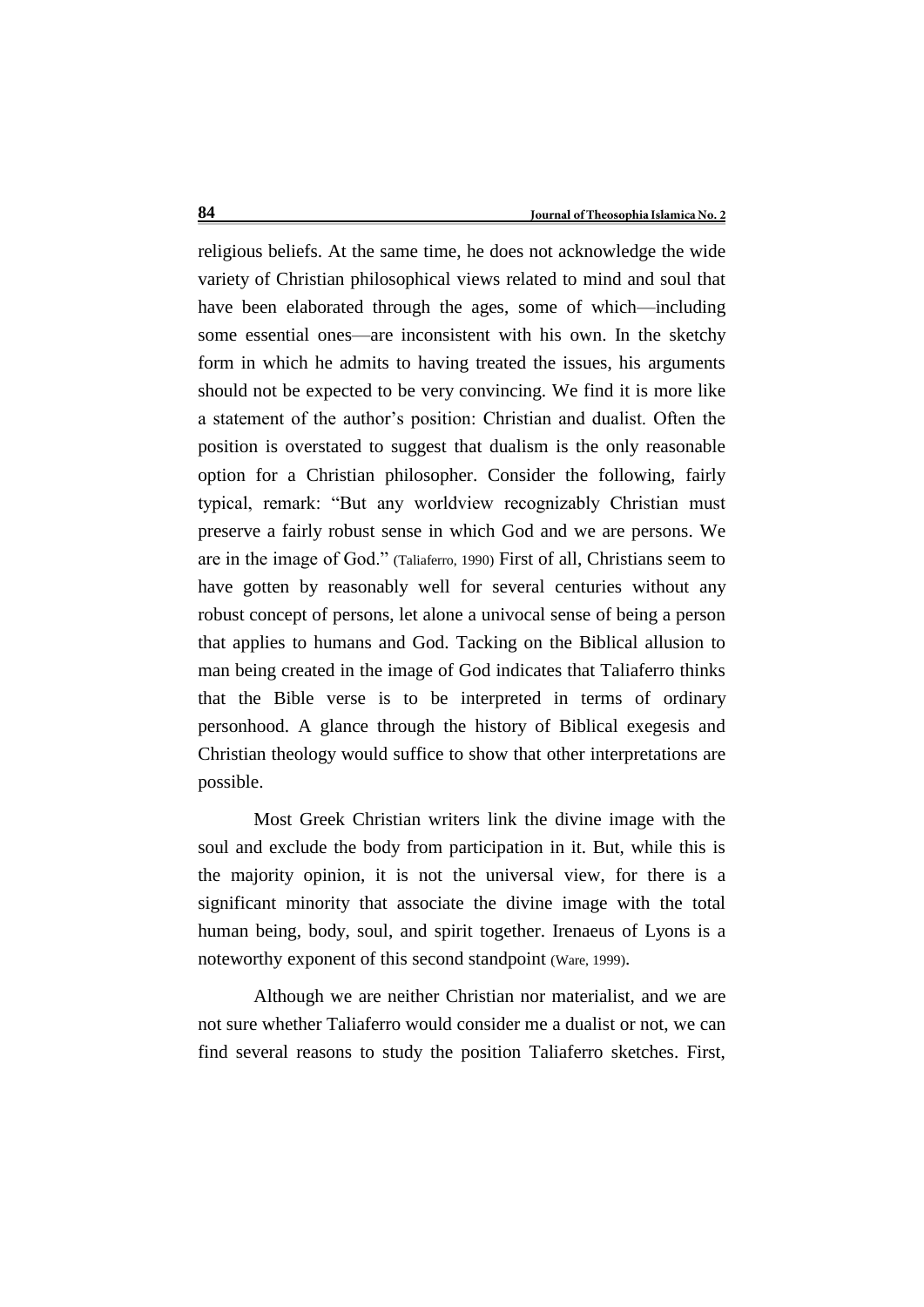religious beliefs. At the same time, he does not acknowledge the wide variety of Christian philosophical views related to mind and soul that have been elaborated through the ages, some of which—including some essential ones—are inconsistent with his own. In the sketchy form in which he admits to having treated the issues, his arguments should not be expected to be very convincing. We find it is more like a statement of the author's position: Christian and dualist. Often the position is overstated to suggest that dualism is the only reasonable option for a Christian philosopher. Consider the following, fairly typical, remark: "But any worldview recognizably Christian must preserve a fairly robust sense in which God and we are persons. We are in the image of God." (Taliaferro, 1990) First of all, Christians seem to have gotten by reasonably well for several centuries without any robust concept of persons, let alone a univocal sense of being a person that applies to humans and God. Tacking on the Biblical allusion to man being created in the image of God indicates that Taliaferro thinks that the Bible verse is to be interpreted in terms of ordinary personhood. A glance through the history of Biblical exegesis and Christian theology would suffice to show that other interpretations are possible.

Most Greek Christian writers link the divine image with the soul and exclude the body from participation in it. But, while this is the majority opinion, it is not the universal view, for there is a significant minority that associate the divine image with the total human being, body, soul, and spirit together. Irenaeus of Lyons is a noteworthy exponent of this second standpoint (Ware, 1999).

Although we are neither Christian nor materialist, and we are not sure whether Taliaferro would consider me a dualist or not, we can find several reasons to study the position Taliaferro sketches. First,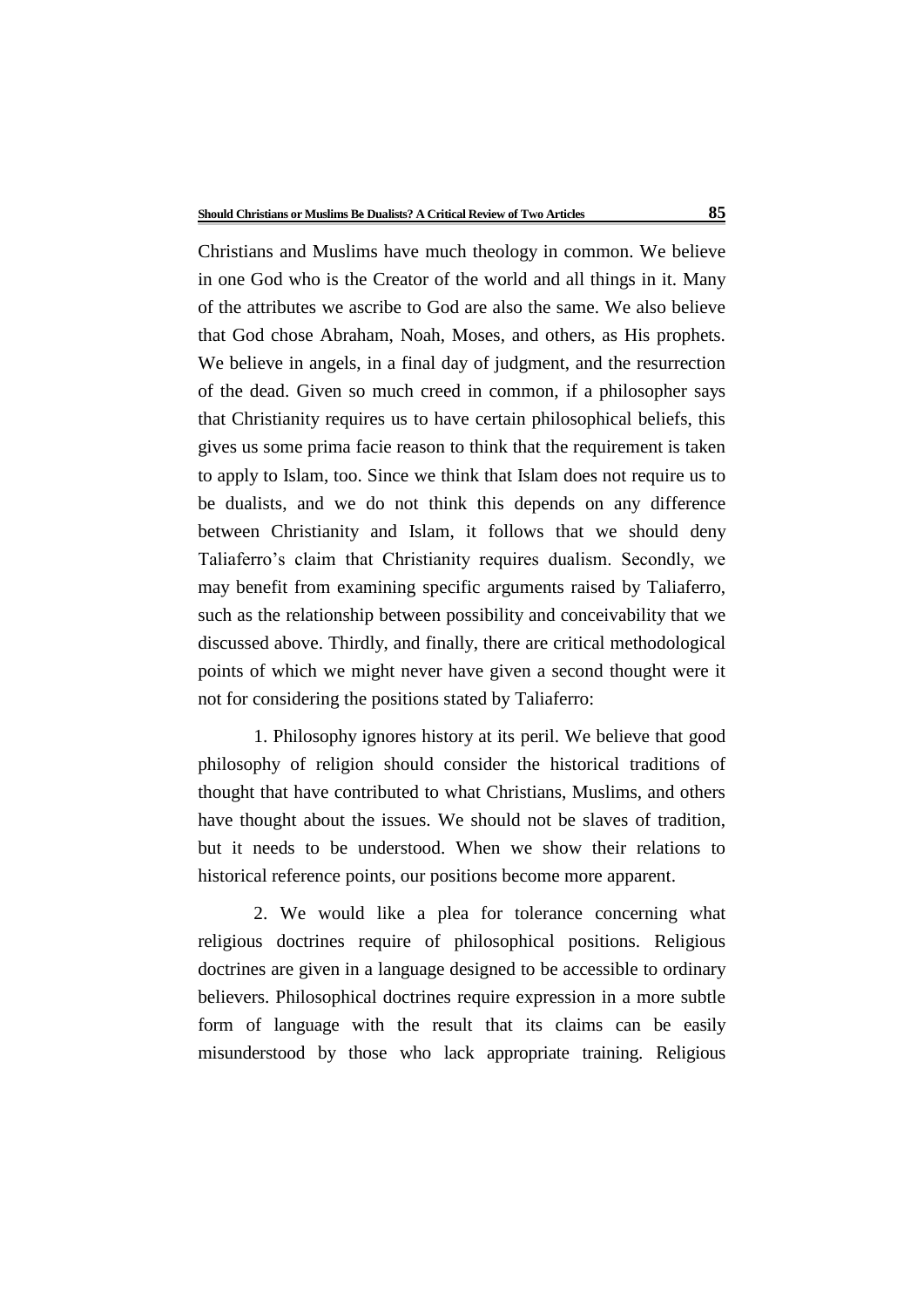Christians and Muslims have much theology in common. We believe in one God who is the Creator of the world and all things in it. Many of the attributes we ascribe to God are also the same. We also believe that God chose Abraham, Noah, Moses, and others, as His prophets. We believe in angels, in a final day of judgment, and the resurrection of the dead. Given so much creed in common, if a philosopher says that Christianity requires us to have certain philosophical beliefs, this gives us some prima facie reason to think that the requirement is taken to apply to Islam, too. Since we think that Islam does not require us to be dualists, and we do not think this depends on any difference between Christianity and Islam, it follows that we should deny Taliaferro's claim that Christianity requires dualism. Secondly, we may benefit from examining specific arguments raised by Taliaferro, such as the relationship between possibility and conceivability that we discussed above. Thirdly, and finally, there are critical methodological points of which we might never have given a second thought were it not for considering the positions stated by Taliaferro:

1. Philosophy ignores history at its peril. We believe that good philosophy of religion should consider the historical traditions of thought that have contributed to what Christians, Muslims, and others have thought about the issues. We should not be slaves of tradition, but it needs to be understood. When we show their relations to historical reference points, our positions become more apparent.

2. We would like a plea for tolerance concerning what religious doctrines require of philosophical positions. Religious doctrines are given in a language designed to be accessible to ordinary believers. Philosophical doctrines require expression in a more subtle form of language with the result that its claims can be easily misunderstood by those who lack appropriate training. Religious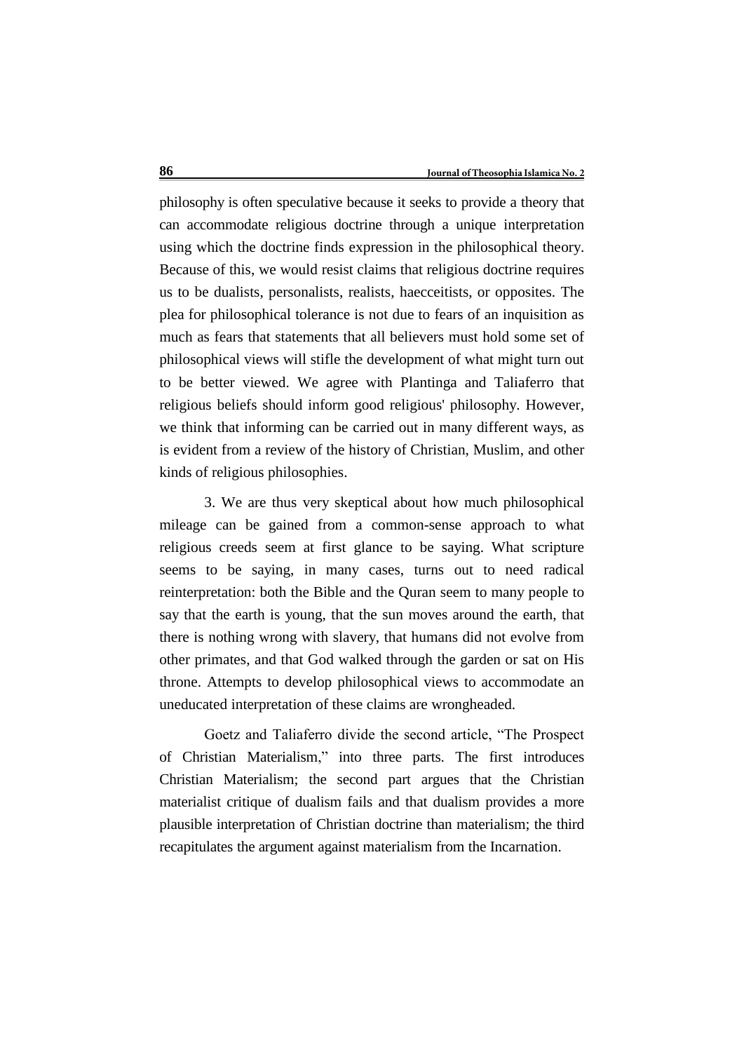philosophy is often speculative because it seeks to provide a theory that can accommodate religious doctrine through a unique interpretation using which the doctrine finds expression in the philosophical theory. Because of this, we would resist claims that religious doctrine requires us to be dualists, personalists, realists, haecceitists, or opposites. The plea for philosophical tolerance is not due to fears of an inquisition as much as fears that statements that all believers must hold some set of philosophical views will stifle the development of what might turn out to be better viewed. We agree with Plantinga and Taliaferro that religious beliefs should inform good religious' philosophy. However, we think that informing can be carried out in many different ways, as is evident from a review of the history of Christian, Muslim, and other kinds of religious philosophies.

3. We are thus very skeptical about how much philosophical mileage can be gained from a common-sense approach to what religious creeds seem at first glance to be saying. What scripture seems to be saying, in many cases, turns out to need radical reinterpretation: both the Bible and the Quran seem to many people to say that the earth is young, that the sun moves around the earth, that there is nothing wrong with slavery, that humans did not evolve from other primates, and that God walked through the garden or sat on His throne. Attempts to develop philosophical views to accommodate an uneducated interpretation of these claims are wrongheaded.

Goetz and Taliaferro divide the second article, "The Prospect of Christian Materialism," into three parts. The first introduces Christian Materialism; the second part argues that the Christian materialist critique of dualism fails and that dualism provides a more plausible interpretation of Christian doctrine than materialism; the third recapitulates the argument against materialism from the Incarnation.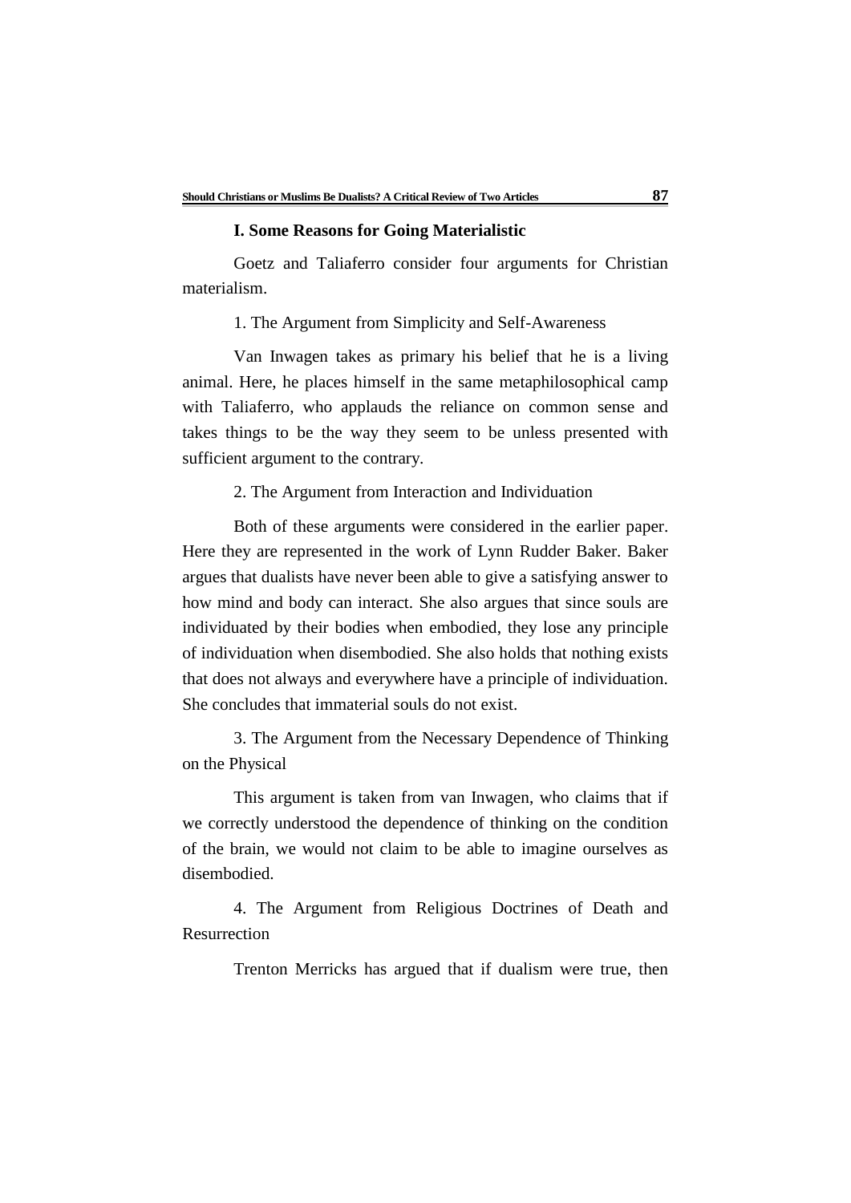### I. Some Reasons for Going Materialistic

Goetz and Taliaferro consider four arguments for Christian materialism.

1. The Argument from Simplicity and Self-Awareness

Van Inwagen takes as primary his belief that he is a living animal. Here, he places himself in the same metaphilosophical camp with Taliaferro, who applauds the reliance on common sense and takes things to be the way they seem to be unless presented with sufficient argument to the contrary.

2. The Argument from Interaction and Individuation

Both of these arguments were considered in the earlier paper. Here they are represented in the work of Lynn Rudder Baker. Baker argues that dualists have never been able to give a satisfying answer to how mind and body can interact. She also argues that since souls are individuated by their bodies when embodied, they lose any principle of individuation when disembodied. She also holds that nothing exists that does not always and everywhere have a principle of individuation. She concludes that immaterial souls do not exist.

3. The Argument from the Necessary Dependence of Thinking on the Physical

This argument is taken from van Inwagen, who claims that if we correctly understood the dependence of thinking on the condition of the brain, we would not claim to be able to imagine ourselves as disembodied.

4. The Argument from Religious Doctrines of Death and Resurrection

Trenton Merricks has argued that if dualism were true, then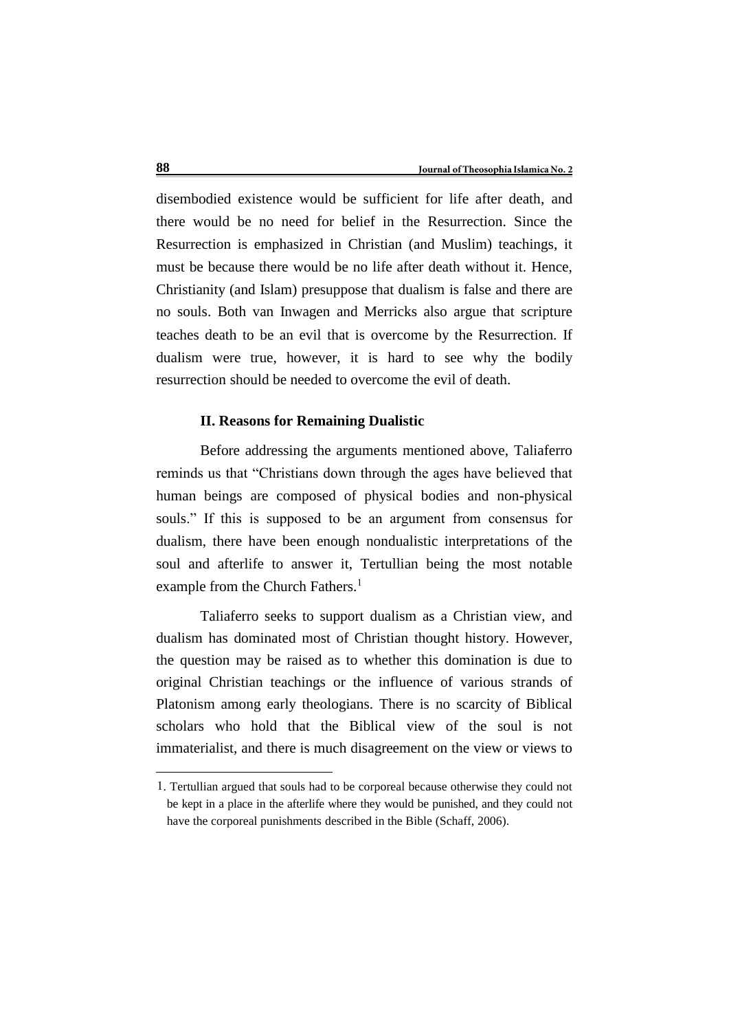disembodied existence would be sufficient for life after death, and there would be no need for belief in the Resurrection. Since the Resurrection is emphasized in Christian (and Muslim) teachings, it must be because there would be no life after death without it. Hence, Christianity (and Islam) presuppose that dualism is false and there are no souls. Both van Inwagen and Merricks also argue that scripture teaches death to be an evil that is overcome by the Resurrection. If dualism were true, however, it is hard to see why the bodily resurrection should be needed to overcome the evil of death.

### II. Reasons for Remaining Dualistic

Before addressing the arguments mentioned above, Taliaferro reminds us that "Christians down through the ages have believed that human beings are composed of physical bodies and non-physical souls." If this is supposed to be an argument from consensus for dualism, there have been enough nondualistic interpretations of the soul and afterlife to answer it, Tertullian being the most notable example from the Church Fathers.[1]

Taliaferro seeks to support dualism as a Christian view, and dualism has dominated most of Christian thought history. However, the question may be raised as to whether this domination is due to original Christian teachings or the influence of various strands of Platonism among early theologians. There is no scarcity of Biblical scholars who hold that the Biblical view of the soul is not immaterialist, and there is much disagreement on the view or views to

---

1. Tertullian argued that souls had to be corporeal because otherwise they could not be kept in a place in the afterlife where they would be punished, and they could not have the corporeal punishments described in the Bible (Schaff, 2006).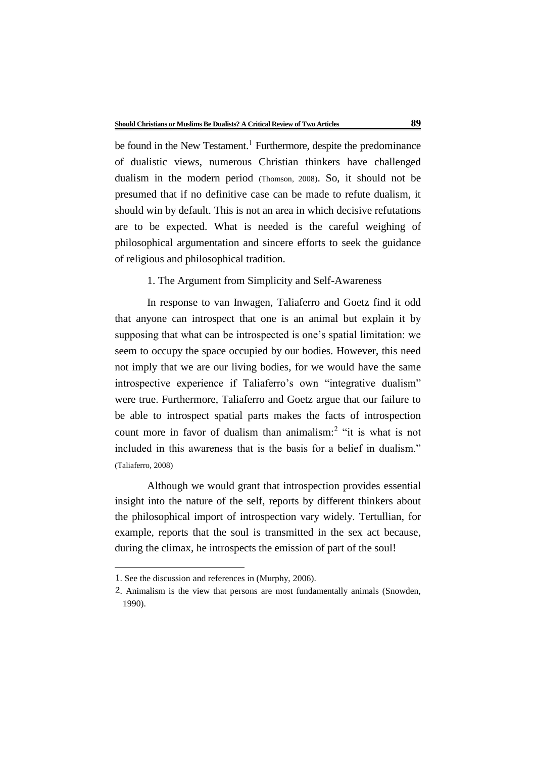be found in the New Testament.[1] Furthermore, despite the predominance of dualistic views, numerous Christian thinkers have challenged dualism in the modern period (Thomson, 2008). So, it should not be presumed that if no definitive case can be made to refute dualism, it should win by default. This is not an area in which decisive refutations are to be expected. What is needed is the careful weighing of philosophical argumentation and sincere efforts to seek the guidance of religious and philosophical tradition.

### 1. The Argument from Simplicity and Self-Awareness

In response to van Inwagen, Taliaferro and Goetz find it odd that anyone can introspect that one is an animal but explain it by supposing that what can be introspected is one's spatial limitation: we seem to occupy the space occupied by our bodies. However, this need not imply that we are our living bodies, for we would have the same introspective experience if Taliaferro's own "integrative dualism" were true. Furthermore, Taliaferro and Goetz argue that our failure to be able to introspect spatial parts makes the facts of introspection count more in favor of dualism than animalism:[2] "it is what is not included in this awareness that is the basis for a belief in dualism." (Taliaferro, 2008)

Although we would grant that introspection provides essential insight into the nature of the self, reports by different thinkers about the philosophical import of introspection vary widely. Tertullian, for example, reports that the soul is transmitted in the sex act because, during the climax, he introspects the emission of part of the soul!

---

1. See the discussion and references in (Murphy, 2006).
2. Animalism is the view that persons are most fundamentally animals (Snowden, 1990).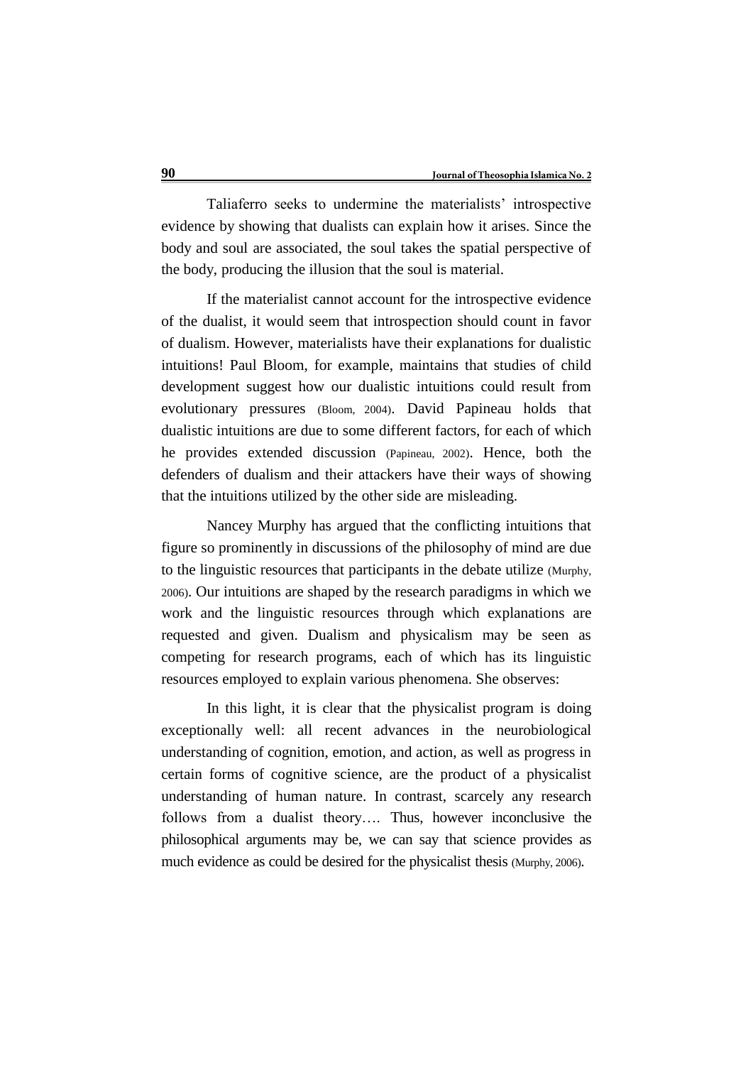Taliaferro seeks to undermine the materialists' introspective evidence by showing that dualists can explain how it arises. Since the body and soul are associated, the soul takes the spatial perspective of the body, producing the illusion that the soul is material.

If the materialist cannot account for the introspective evidence of the dualist, it would seem that introspection should count in favor of dualism. However, materialists have their explanations for dualistic intuitions! Paul Bloom, for example, maintains that studies of child development suggest how our dualistic intuitions could result from evolutionary pressures (Bloom, 2004). David Papineau holds that dualistic intuitions are due to some different factors, for each of which he provides extended discussion (Papineau, 2002). Hence, both the defenders of dualism and their attackers have their ways of showing that the intuitions utilized by the other side are misleading.

Nancey Murphy has argued that the conflicting intuitions that figure so prominently in discussions of the philosophy of mind are due to the linguistic resources that participants in the debate utilize (Murphy, 2006). Our intuitions are shaped by the research paradigms in which we work and the linguistic resources through which explanations are requested and given. Dualism and physicalism may be seen as competing for research programs, each of which has its linguistic resources employed to explain various phenomena. She observes:

> In this light, it is clear that the physicalist program is doing exceptionally well: all recent advances in the neurobiological understanding of cognition, emotion, and action, as well as progress in certain forms of cognitive science, are the product of a physicalist understanding of human nature. In contrast, scarcely any research follows from a dualist theory…. Thus, however inconclusive the philosophical arguments may be, we can say that science provides as much evidence as could be desired for the physicalist thesis (Murphy, 2006).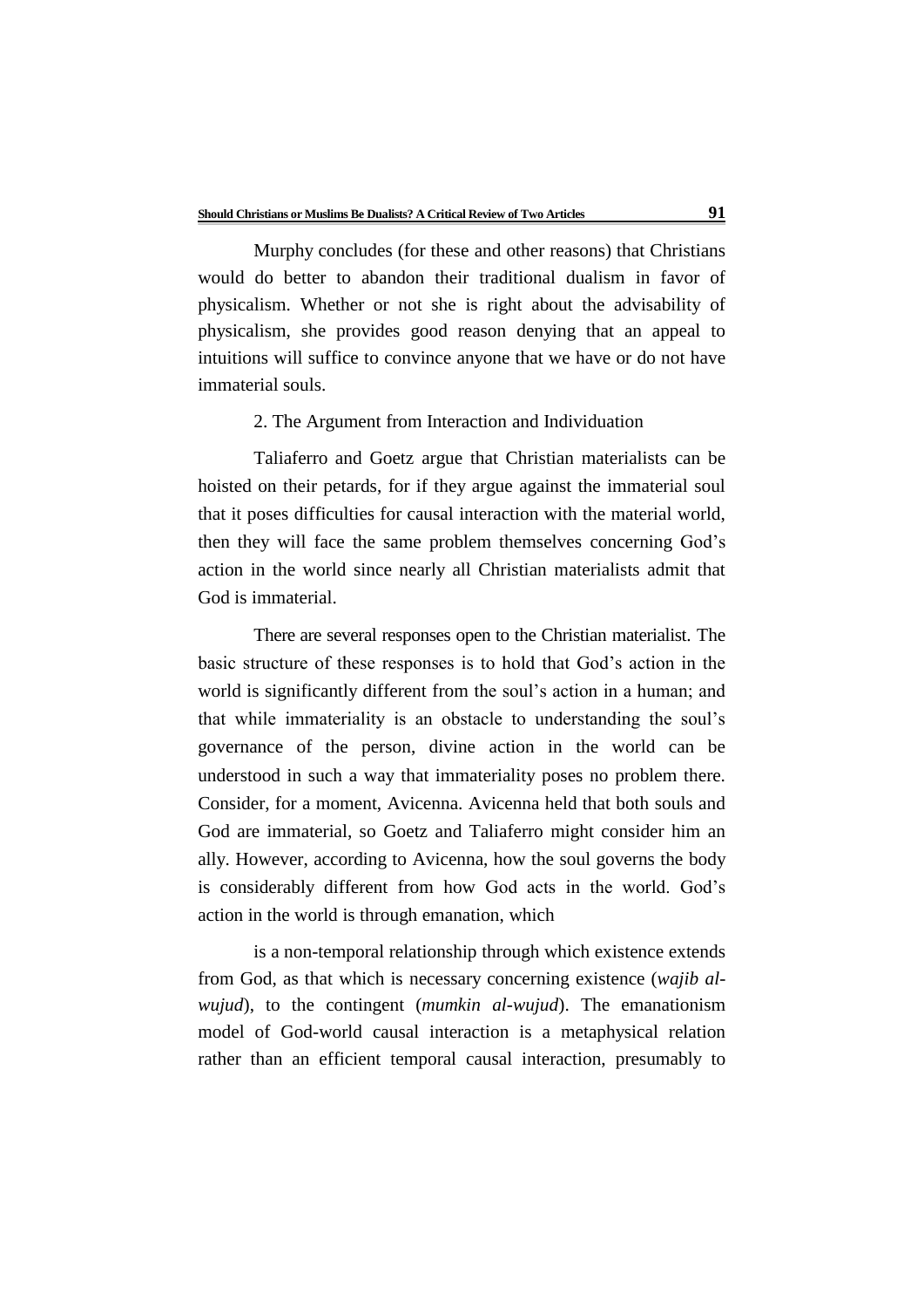Murphy concludes (for these and other reasons) that Christians would do better to abandon their traditional dualism in favor of physicalism. Whether or not she is right about the advisability of physicalism, she provides good reason denying that an appeal to intuitions will suffice to convince anyone that we have or do not have immaterial souls.

2. The Argument from Interaction and Individuation

Taliaferro and Goetz argue that Christian materialists can be hoisted on their petards, for if they argue against the immaterial soul that it poses difficulties for causal interaction with the material world, then they will face the same problem themselves concerning God's action in the world since nearly all Christian materialists admit that God is immaterial.

There are several responses open to the Christian materialist. The basic structure of these responses is to hold that God's action in the world is significantly different from the soul's action in a human; and that while immateriality is an obstacle to understanding the soul's governance of the person, divine action in the world can be understood in such a way that immateriality poses no problem there. Consider, for a moment, Avicenna. Avicenna held that both souls and God are immaterial, so Goetz and Taliaferro might consider him an ally. However, according to Avicenna, how the soul governs the body is considerably different from how God acts in the world. God's action in the world is through emanation, which

is a non-temporal relationship through which existence extends from God, as that which is necessary concerning existence (*wajib al-wujud*), to the contingent (*mumkin al-wujud*). The emanationism model of God-world causal interaction is a metaphysical relation rather than an efficient temporal causal interaction, presumably to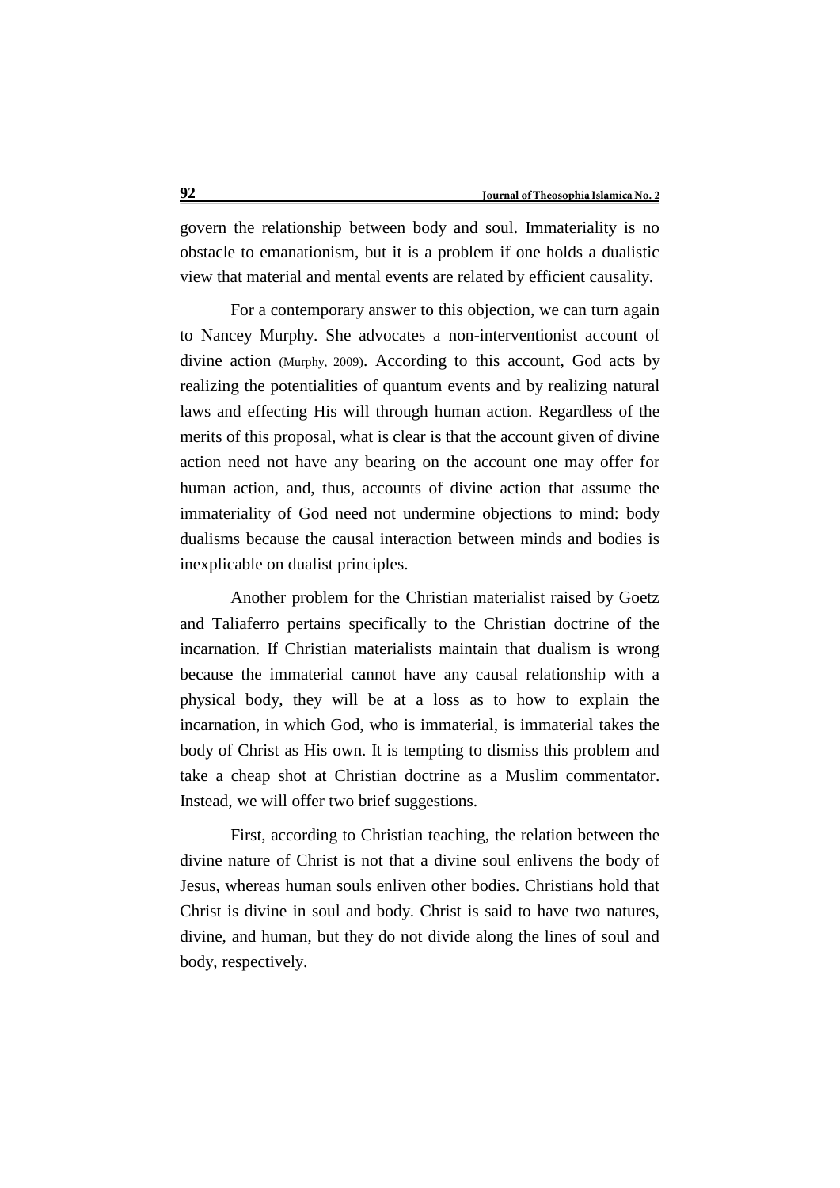govern the relationship between body and soul. Immateriality is no obstacle to emanationism, but it is a problem if one holds a dualistic view that material and mental events are related by efficient causality.

For a contemporary answer to this objection, we can turn again to Nancey Murphy. She advocates a non-interventionist account of divine action (Murphy, 2009). According to this account, God acts by realizing the potentialities of quantum events and by realizing natural laws and effecting His will through human action. Regardless of the merits of this proposal, what is clear is that the account given of divine action need not have any bearing on the account one may offer for human action, and, thus, accounts of divine action that assume the immateriality of God need not undermine objections to mind: body dualisms because the causal interaction between minds and bodies is inexplicable on dualist principles.

Another problem for the Christian materialist raised by Goetz and Taliaferro pertains specifically to the Christian doctrine of the incarnation. If Christian materialists maintain that dualism is wrong because the immaterial cannot have any causal relationship with a physical body, they will be at a loss as to how to explain the incarnation, in which God, who is immaterial, is immaterial takes the body of Christ as His own. It is tempting to dismiss this problem and take a cheap shot at Christian doctrine as a Muslim commentator. Instead, we will offer two brief suggestions.

First, according to Christian teaching, the relation between the divine nature of Christ is not that a divine soul enlivens the body of Jesus, whereas human souls enliven other bodies. Christians hold that Christ is divine in soul and body. Christ is said to have two natures, divine, and human, but they do not divide along the lines of soul and body, respectively.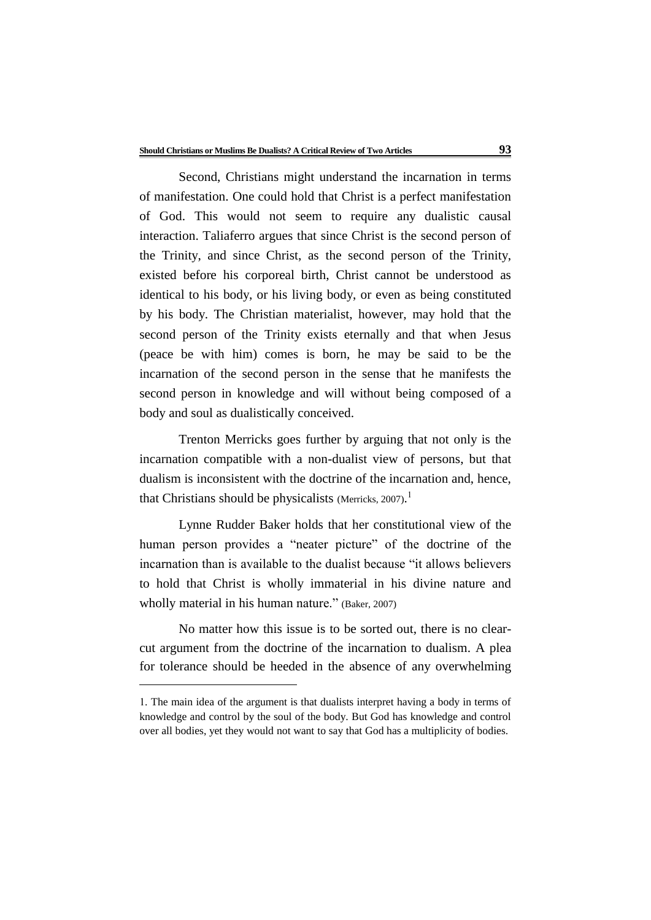Second, Christians might understand the incarnation in terms of manifestation. One could hold that Christ is a perfect manifestation of God. This would not seem to require any dualistic causal interaction. Taliaferro argues that since Christ is the second person of the Trinity, and since Christ, as the second person of the Trinity, existed before his corporeal birth, Christ cannot be understood as identical to his body, or his living body, or even as being constituted by his body. The Christian materialist, however, may hold that the second person of the Trinity exists eternally and that when Jesus (peace be with him) comes is born, he may be said to be the incarnation of the second person in the sense that he manifests the second person in knowledge and will without being composed of a body and soul as dualistically conceived.

Trenton Merricks goes further by arguing that not only is the incarnation compatible with a non-dualist view of persons, but that dualism is inconsistent with the doctrine of the incarnation and, hence, that Christians should be physicalists (Merricks, 2007).[1]

Lynne Rudder Baker holds that her constitutional view of the human person provides a "neater picture" of the doctrine of the incarnation than is available to the dualist because "it allows believers to hold that Christ is wholly immaterial in his divine nature and wholly material in his human nature." (Baker, 2007)

No matter how this issue is to be sorted out, there is no clear-cut argument from the doctrine of the incarnation to dualism. A plea for tolerance should be heeded in the absence of any overwhelming

---

1. The main idea of the argument is that dualists interpret having a body in terms of knowledge and control by the soul of the body. But God has knowledge and control over all bodies, yet they would not want to say that God has a multiplicity of bodies.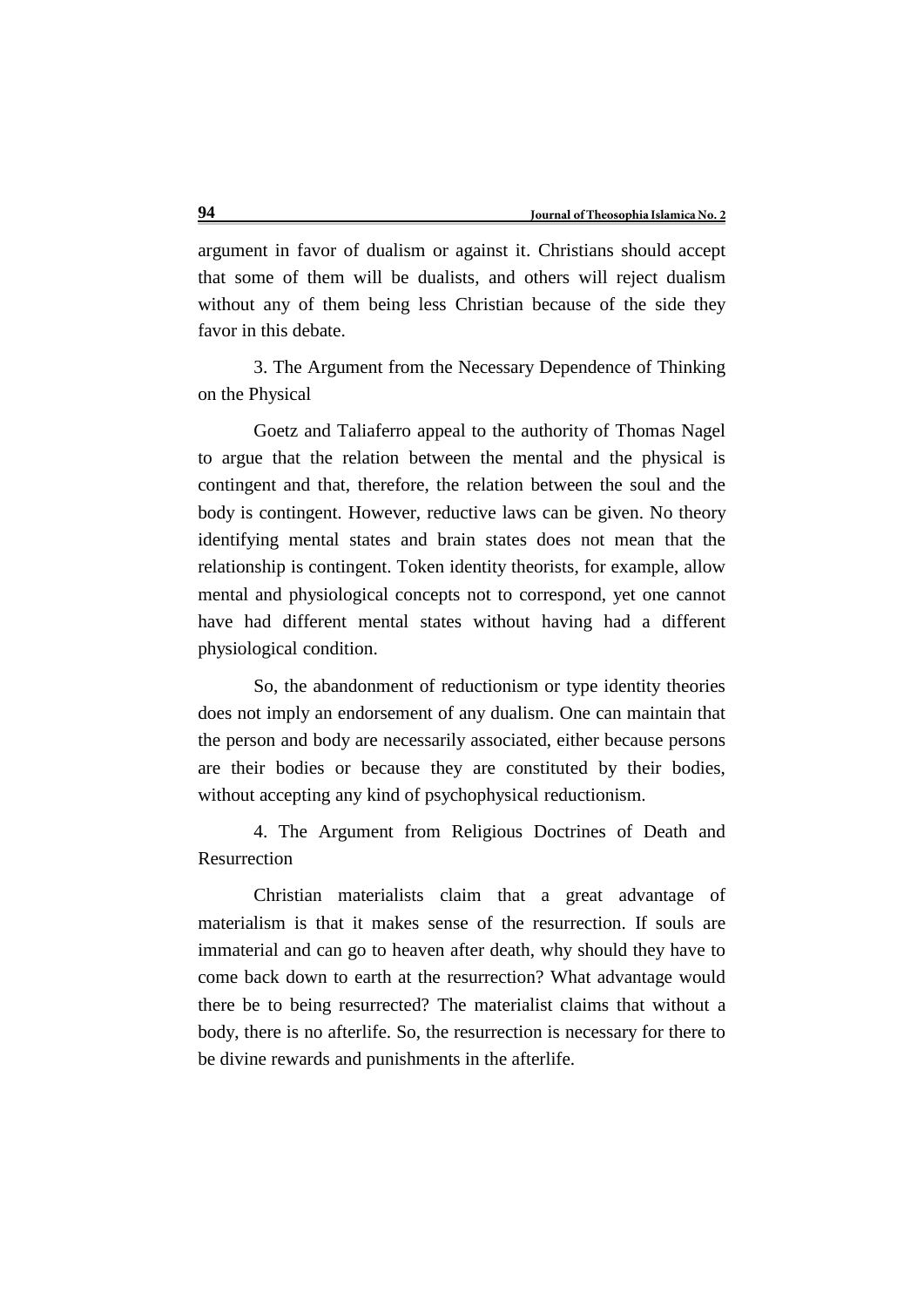argument in favor of dualism or against it. Christians should accept that some of them will be dualists, and others will reject dualism without any of them being less Christian because of the side they favor in this debate.

3. The Argument from the Necessary Dependence of Thinking on the Physical

Goetz and Taliaferro appeal to the authority of Thomas Nagel to argue that the relation between the mental and the physical is contingent and that, therefore, the relation between the soul and the body is contingent. However, reductive laws can be given. No theory identifying mental states and brain states does not mean that the relationship is contingent. Token identity theorists, for example, allow mental and physiological concepts not to correspond, yet one cannot have had different mental states without having had a different physiological condition.

So, the abandonment of reductionism or type identity theories does not imply an endorsement of any dualism. One can maintain that the person and body are necessarily associated, either because persons are their bodies or because they are constituted by their bodies, without accepting any kind of psychophysical reductionism.

4. The Argument from Religious Doctrines of Death and Resurrection

Christian materialists claim that a great advantage of materialism is that it makes sense of the resurrection. If souls are immaterial and can go to heaven after death, why should they have to come back down to earth at the resurrection? What advantage would there be to being resurrected? The materialist claims that without a body, there is no afterlife. So, the resurrection is necessary for there to be divine rewards and punishments in the afterlife.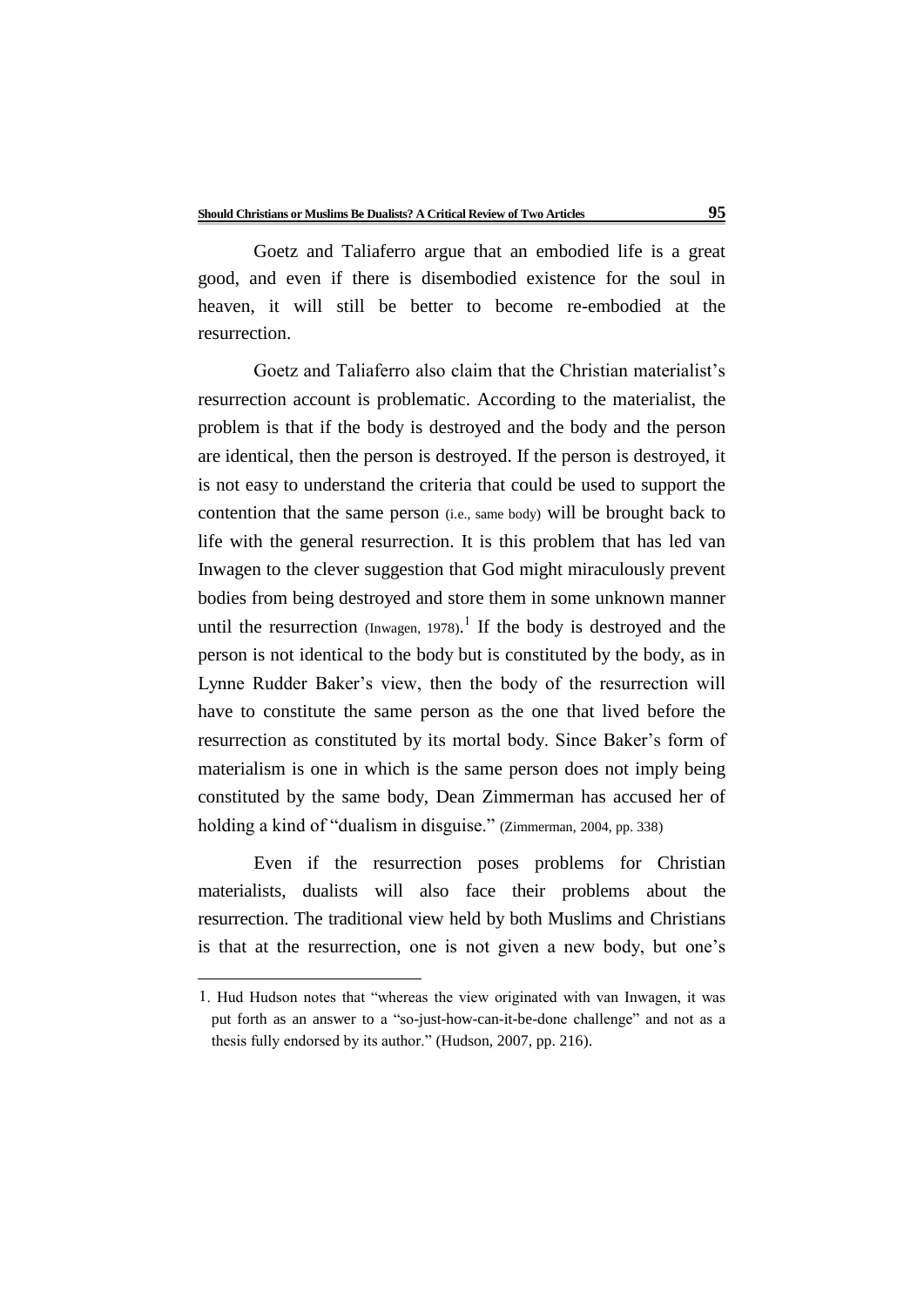Goetz and Taliaferro argue that an embodied life is a great good, and even if there is disembodied existence for the soul in heaven, it will still be better to become re-embodied at the resurrection.

Goetz and Taliaferro also claim that the Christian materialist's resurrection account is problematic. According to the materialist, the problem is that if the body is destroyed and the body and the person are identical, then the person is destroyed. If the person is destroyed, it is not easy to understand the criteria that could be used to support the contention that the same person (i.e., same body) will be brought back to life with the general resurrection. It is this problem that has led van Inwagen to the clever suggestion that God might miraculously prevent bodies from being destroyed and store them in some unknown manner until the resurrection (Inwagen, 1978).[1] If the body is destroyed and the person is not identical to the body but is constituted by the body, as in Lynne Rudder Baker's view, then the body of the resurrection will have to constitute the same person as the one that lived before the resurrection as constituted by its mortal body. Since Baker's form of materialism is one in which is the same person does not imply being constituted by the same body, Dean Zimmerman has accused her of holding a kind of "dualism in disguise." (Zimmerman, 2004, pp. 338)

Even if the resurrection poses problems for Christian materialists, dualists will also face their problems about the resurrection. The traditional view held by both Muslims and Christians is that at the resurrection, one is not given a new body, but one's

---

1. Hud Hudson notes that "whereas the view originated with van Inwagen, it was put forth as an answer to a "so-just-how-can-it-be-done challenge" and not as a thesis fully endorsed by its author." (Hudson, 2007, pp. 216).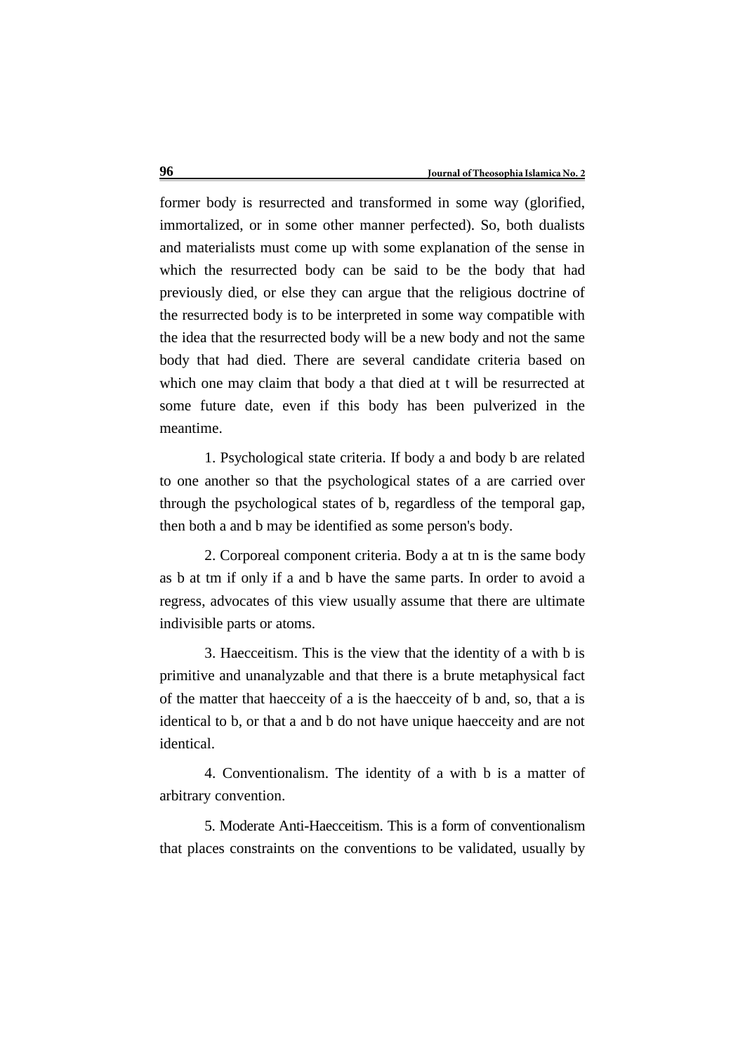former body is resurrected and transformed in some way (glorified, immortalized, or in some other manner perfected). So, both dualists and materialists must come up with some explanation of the sense in which the resurrected body can be said to be the body that had previously died, or else they can argue that the religious doctrine of the resurrected body is to be interpreted in some way compatible with the idea that the resurrected body will be a new body and not the same body that had died. There are several candidate criteria based on which one may claim that body a that died at t will be resurrected at some future date, even if this body has been pulverized in the meantime.

1. Psychological state criteria. If body a and body b are related to one another so that the psychological states of a are carried over through the psychological states of b, regardless of the temporal gap, then both a and b may be identified as some person's body.

2. Corporeal component criteria. Body a at tn is the same body as b at tm if only if a and b have the same parts. In order to avoid a regress, advocates of this view usually assume that there are ultimate indivisible parts or atoms.

3. Haecceitism. This is the view that the identity of a with b is primitive and unanalyzable and that there is a brute metaphysical fact of the matter that haecceity of a is the haecceity of b and, so, that a is identical to b, or that a and b do not have unique haecceity and are not identical.

4. Conventionalism. The identity of a with b is a matter of arbitrary convention.

5. Moderate Anti-Haecceitism. This is a form of conventionalism that places constraints on the conventions to be validated, usually by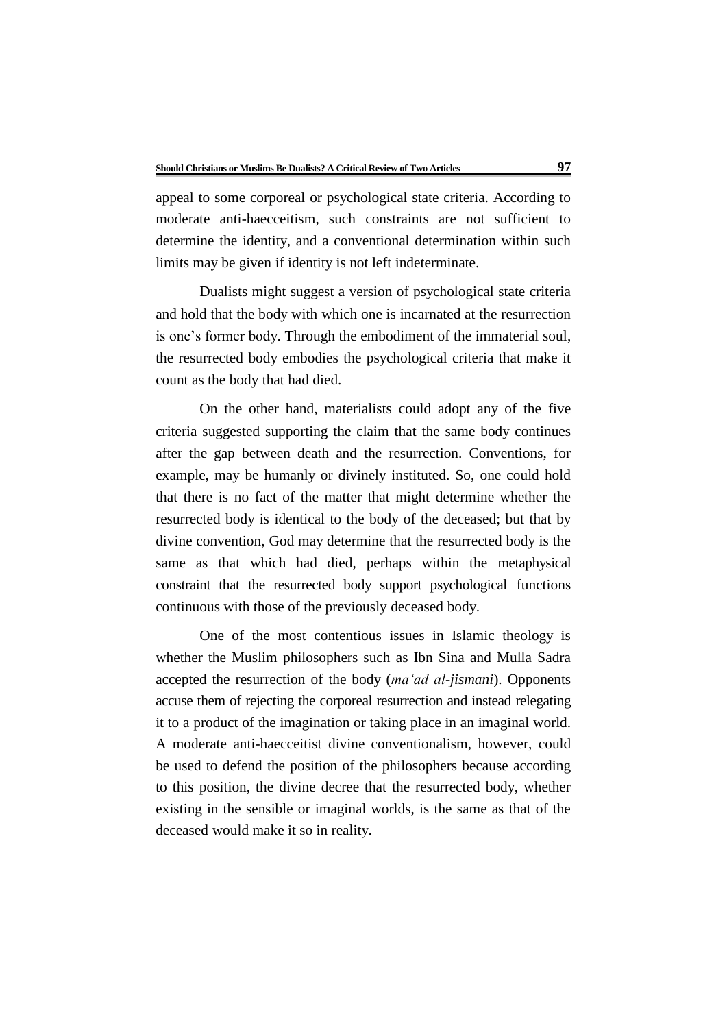appeal to some corporeal or psychological state criteria. According to moderate anti-haecceitism, such constraints are not sufficient to determine the identity, and a conventional determination within such limits may be given if identity is not left indeterminate.

Dualists might suggest a version of psychological state criteria and hold that the body with which one is incarnated at the resurrection is one's former body. Through the embodiment of the immaterial soul, the resurrected body embodies the psychological criteria that make it count as the body that had died.

On the other hand, materialists could adopt any of the five criteria suggested supporting the claim that the same body continues after the gap between death and the resurrection. Conventions, for example, may be humanly or divinely instituted. So, one could hold that there is no fact of the matter that might determine whether the resurrected body is identical to the body of the deceased; but that by divine convention, God may determine that the resurrected body is the same as that which had died, perhaps within the metaphysical constraint that the resurrected body support psychological functions continuous with those of the previously deceased body.

One of the most contentious issues in Islamic theology is whether the Muslim philosophers such as Ibn Sina and Mulla Sadra accepted the resurrection of the body (*ma'ad al-jismani*). Opponents accuse them of rejecting the corporeal resurrection and instead relegating it to a product of the imagination or taking place in an imaginal world. A moderate anti-haecceitist divine conventionalism, however, could be used to defend the position of the philosophers because according to this position, the divine decree that the resurrected body, whether existing in the sensible or imaginal worlds, is the same as that of the deceased would make it so in reality.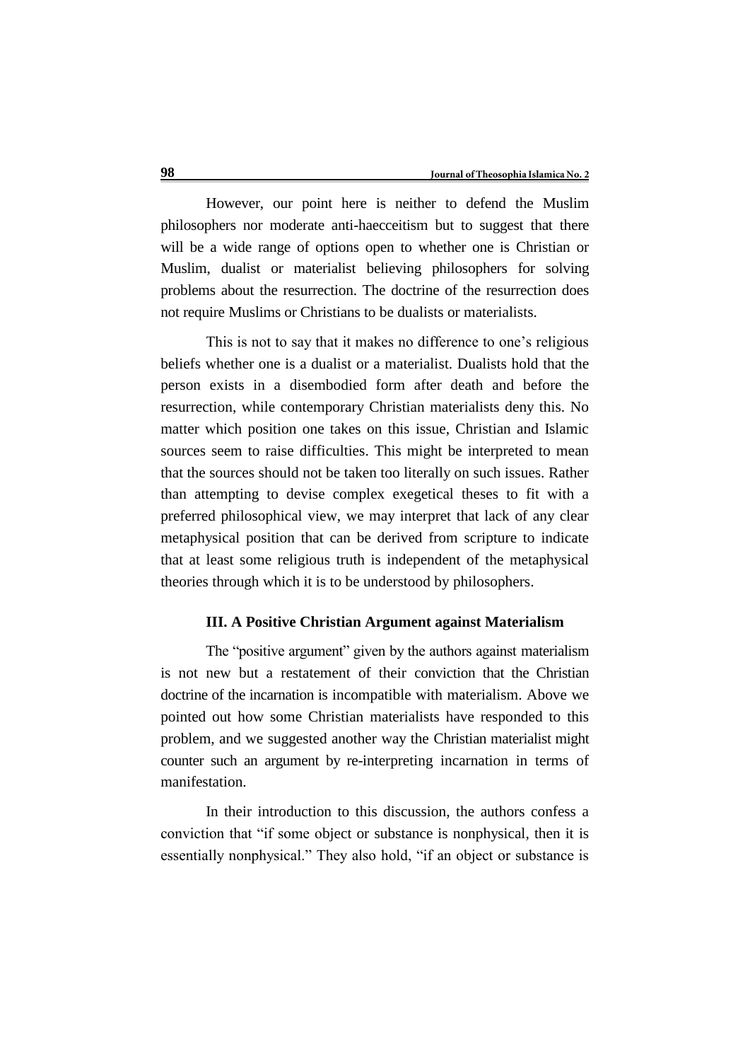However, our point here is neither to defend the Muslim philosophers nor moderate anti-haecceitism but to suggest that there will be a wide range of options open to whether one is Christian or Muslim, dualist or materialist believing philosophers for solving problems about the resurrection. The doctrine of the resurrection does not require Muslims or Christians to be dualists or materialists.

This is not to say that it makes no difference to one's religious beliefs whether one is a dualist or a materialist. Dualists hold that the person exists in a disembodied form after death and before the resurrection, while contemporary Christian materialists deny this. No matter which position one takes on this issue, Christian and Islamic sources seem to raise difficulties. This might be interpreted to mean that the sources should not be taken too literally on such issues. Rather than attempting to devise complex exegetical theses to fit with a preferred philosophical view, we may interpret that lack of any clear metaphysical position that can be derived from scripture to indicate that at least some religious truth is independent of the metaphysical theories through which it is to be understood by philosophers.

### III. A Positive Christian Argument against Materialism

The "positive argument" given by the authors against materialism is not new but a restatement of their conviction that the Christian doctrine of the incarnation is incompatible with materialism. Above we pointed out how some Christian materialists have responded to this problem, and we suggested another way the Christian materialist might counter such an argument by re-interpreting incarnation in terms of manifestation.

In their introduction to this discussion, the authors confess a conviction that "if some object or substance is nonphysical, then it is essentially nonphysical." They also hold, "if an object or substance is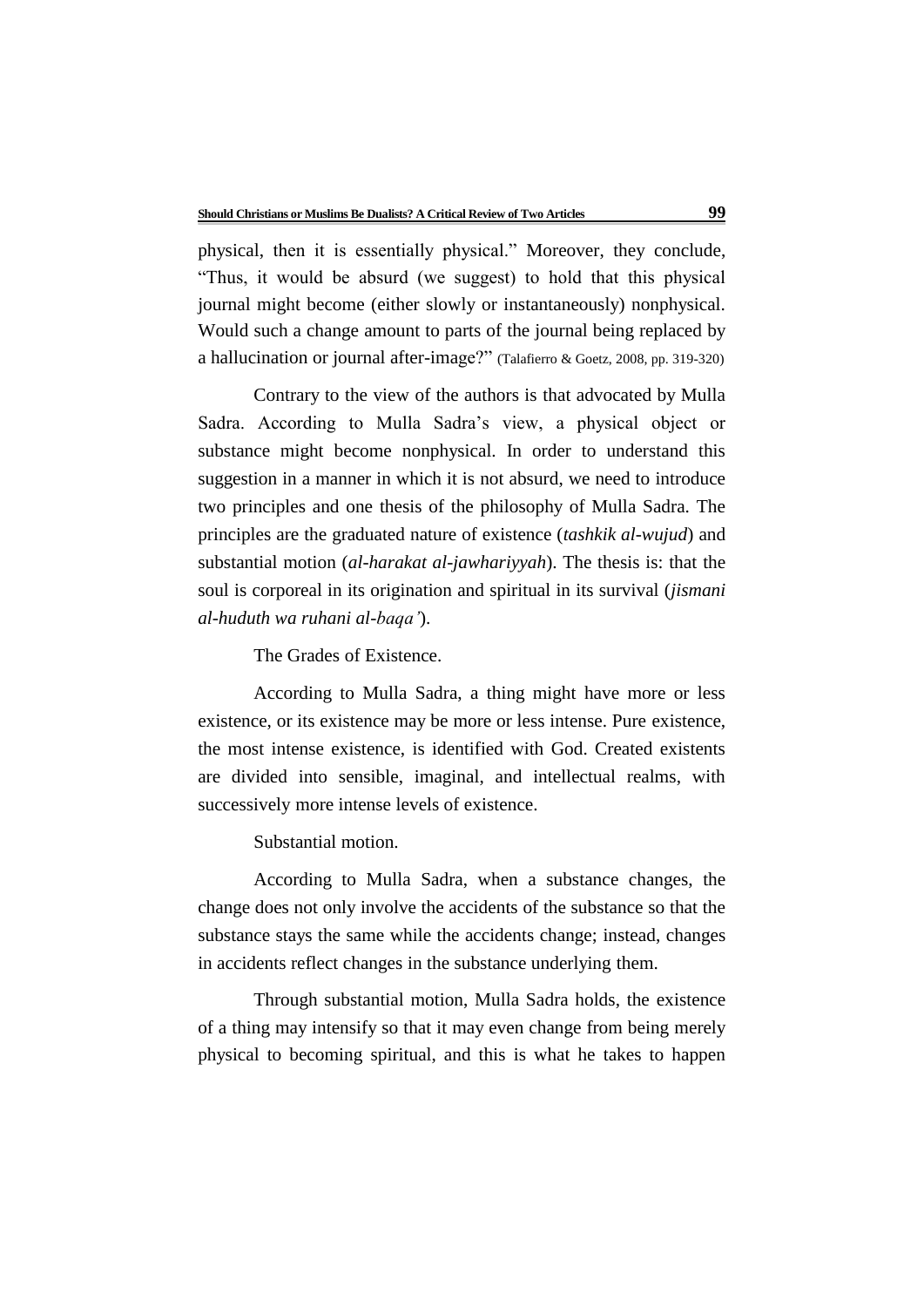physical, then it is essentially physical." Moreover, they conclude, "Thus, it would be absurd (we suggest) to hold that this physical journal might become (either slowly or instantaneously) nonphysical. Would such a change amount to parts of the journal being replaced by a hallucination or journal after-image?" (Talafierro & Goetz, 2008, pp. 319-320)

Contrary to the view of the authors is that advocated by Mulla Sadra. According to Mulla Sadra's view, a physical object or substance might become nonphysical. In order to understand this suggestion in a manner in which it is not absurd, we need to introduce two principles and one thesis of the philosophy of Mulla Sadra. The principles are the graduated nature of existence (*tashkik al-wujud*) and substantial motion (*al-harakat al-jawhariyyah*). The thesis is: that the soul is corporeal in its origination and spiritual in its survival (*jismani al-huduth wa ruhani al-baqa'*).

The Grades of Existence.

According to Mulla Sadra, a thing might have more or less existence, or its existence may be more or less intense. Pure existence, the most intense existence, is identified with God. Created existents are divided into sensible, imaginal, and intellectual realms, with successively more intense levels of existence.

Substantial motion.

According to Mulla Sadra, when a substance changes, the change does not only involve the accidents of the substance so that the substance stays the same while the accidents change; instead, changes in accidents reflect changes in the substance underlying them.

Through substantial motion, Mulla Sadra holds, the existence of a thing may intensify so that it may even change from being merely physical to becoming spiritual, and this is what he takes to happen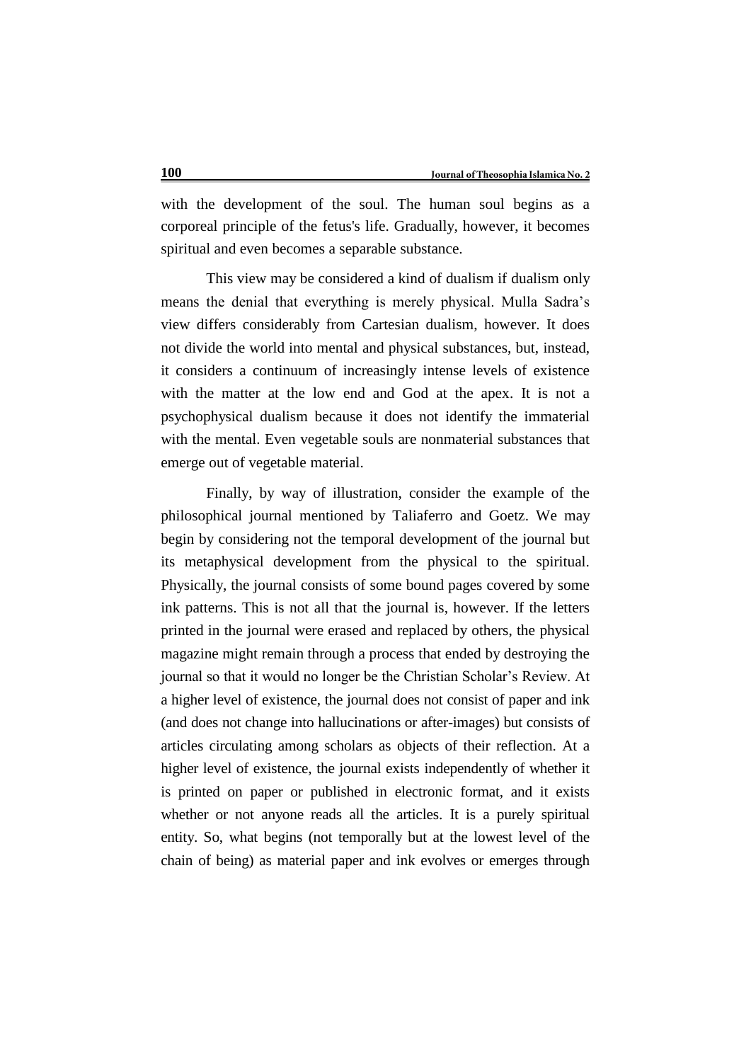with the development of the soul. The human soul begins as a corporeal principle of the fetus's life. Gradually, however, it becomes spiritual and even becomes a separable substance.

This view may be considered a kind of dualism if dualism only means the denial that everything is merely physical. Mulla Sadra's view differs considerably from Cartesian dualism, however. It does not divide the world into mental and physical substances, but, instead, it considers a continuum of increasingly intense levels of existence with the matter at the low end and God at the apex. It is not a psychophysical dualism because it does not identify the immaterial with the mental. Even vegetable souls are nonmaterial substances that emerge out of vegetable material.

Finally, by way of illustration, consider the example of the philosophical journal mentioned by Taliaferro and Goetz. We may begin by considering not the temporal development of the journal but its metaphysical development from the physical to the spiritual. Physically, the journal consists of some bound pages covered by some ink patterns. This is not all that the journal is, however. If the letters printed in the journal were erased and replaced by others, the physical magazine might remain through a process that ended by destroying the journal so that it would no longer be the Christian Scholar's Review. At a higher level of existence, the journal does not consist of paper and ink (and does not change into hallucinations or after-images) but consists of articles circulating among scholars as objects of their reflection. At a higher level of existence, the journal exists independently of whether it is printed on paper or published in electronic format, and it exists whether or not anyone reads all the articles. It is a purely spiritual entity. So, what begins (not temporally but at the lowest level of the chain of being) as material paper and ink evolves or emerges through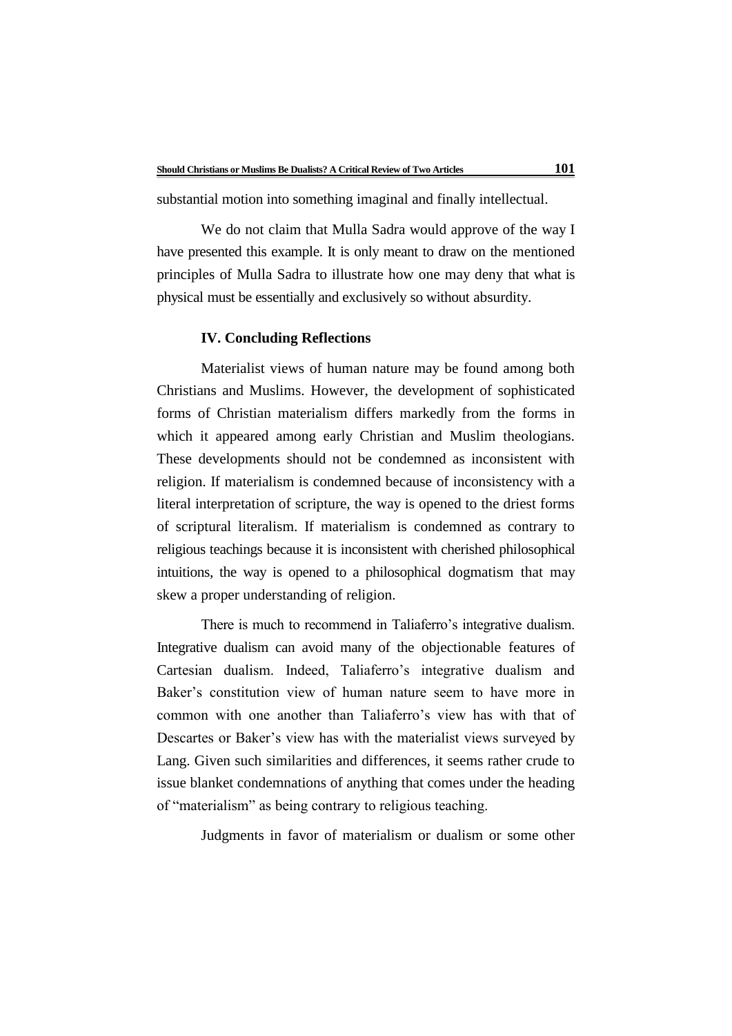substantial motion into something imaginal and finally intellectual.

We do not claim that Mulla Sadra would approve of the way I have presented this example. It is only meant to draw on the mentioned principles of Mulla Sadra to illustrate how one may deny that what is physical must be essentially and exclusively so without absurdity.

### IV. Concluding Reflections

Materialist views of human nature may be found among both Christians and Muslims. However, the development of sophisticated forms of Christian materialism differs markedly from the forms in which it appeared among early Christian and Muslim theologians. These developments should not be condemned as inconsistent with religion. If materialism is condemned because of inconsistency with a literal interpretation of scripture, the way is opened to the driest forms of scriptural literalism. If materialism is condemned as contrary to religious teachings because it is inconsistent with cherished philosophical intuitions, the way is opened to a philosophical dogmatism that may skew a proper understanding of religion.

There is much to recommend in Taliaferro's integrative dualism. Integrative dualism can avoid many of the objectionable features of Cartesian dualism. Indeed, Taliaferro's integrative dualism and Baker's constitution view of human nature seem to have more in common with one another than Taliaferro's view has with that of Descartes or Baker's view has with the materialist views surveyed by Lang. Given such similarities and differences, it seems rather crude to issue blanket condemnations of anything that comes under the heading of "materialism" as being contrary to religious teaching.

Judgments in favor of materialism or dualism or some other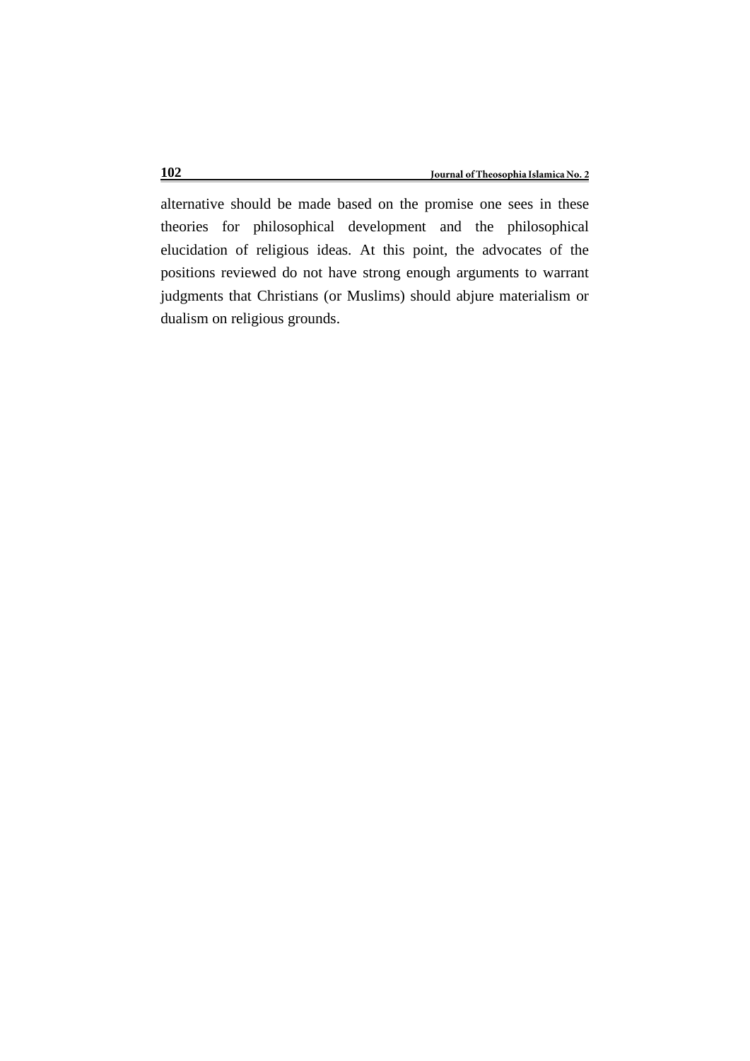alternative should be made based on the promise one sees in these theories for philosophical development and the philosophical elucidation of religious ideas. At this point, the advocates of the positions reviewed do not have strong enough arguments to warrant judgments that Christians (or Muslims) should abjure materialism or dualism on religious grounds.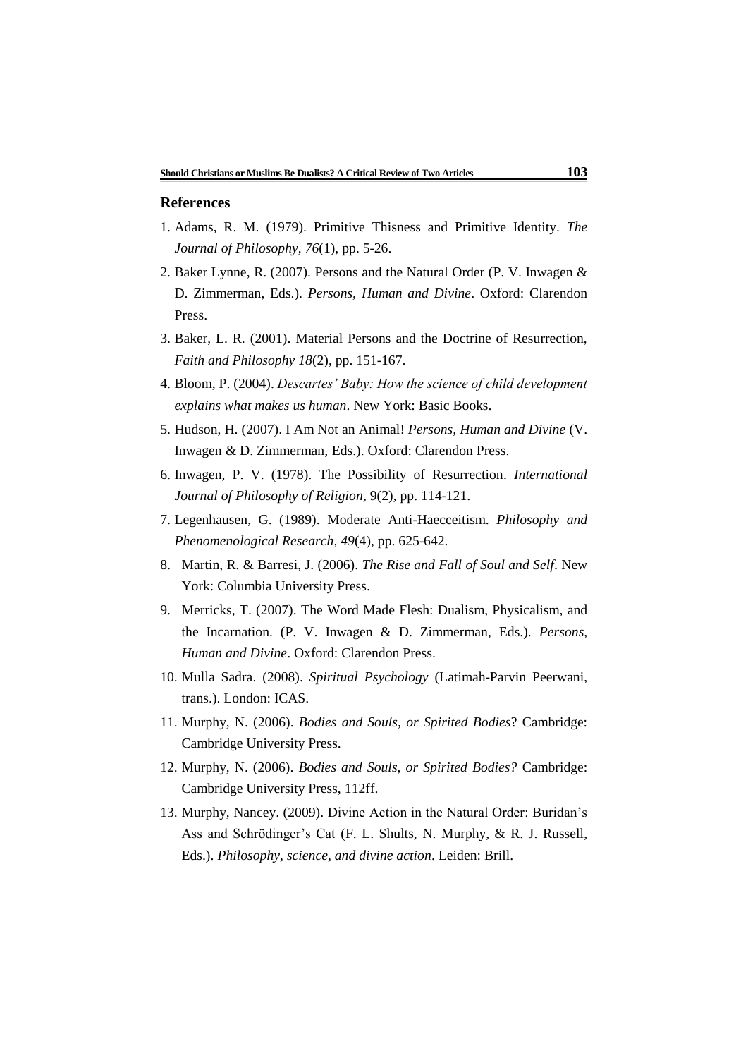## References

1. Adams, R. M. (1979). Primitive Thisness and Primitive Identity. *The Journal of Philosophy*, *76*(1), pp. 5-26.
2. Baker Lynne, R. (2007). Persons and the Natural Order (P. V. Inwagen & D. Zimmerman, Eds.). *Persons, Human and Divine*. Oxford: Clarendon Press.
3. Baker, L. R. (2001). Material Persons and the Doctrine of Resurrection, *Faith and Philosophy 18*(2), pp. 151-167.
4. Bloom, P. (2004). *Descartes' Baby: How the science of child development explains what makes us human*. New York: Basic Books.
5. Hudson, H. (2007). I Am Not an Animal! *Persons, Human and Divine* (V. Inwagen & D. Zimmerman, Eds.). Oxford: Clarendon Press.
6. Inwagen, P. V. (1978). The Possibility of Resurrection. *International Journal of Philosophy of Religion*, 9(2), pp. 114-121.
7. Legenhausen, G. (1989). Moderate Anti-Haecceitism. *Philosophy and Phenomenological Research*, *49*(4), pp. 625-642.
8. Martin, R. & Barresi, J. (2006). *The Rise and Fall of Soul and Self*. New York: Columbia University Press.
9. Merricks, T. (2007). The Word Made Flesh: Dualism, Physicalism, and the Incarnation. (P. V. Inwagen & D. Zimmerman, Eds.). *Persons, Human and Divine*. Oxford: Clarendon Press.
10. Mulla Sadra. (2008). *Spiritual Psychology* (Latimah-Parvin Peerwani, trans.). London: ICAS.
11. Murphy, N. (2006). *Bodies and Souls, or Spirited Bodies*? Cambridge: Cambridge University Press.
12. Murphy, N. (2006). *Bodies and Souls, or Spirited Bodies?* Cambridge: Cambridge University Press, 112ff.
13. Murphy, Nancey. (2009). Divine Action in the Natural Order: Buridan's Ass and Schrödinger's Cat (F. L. Shults, N. Murphy, & R. J. Russell, Eds.). *Philosophy, science, and divine action*. Leiden: Brill.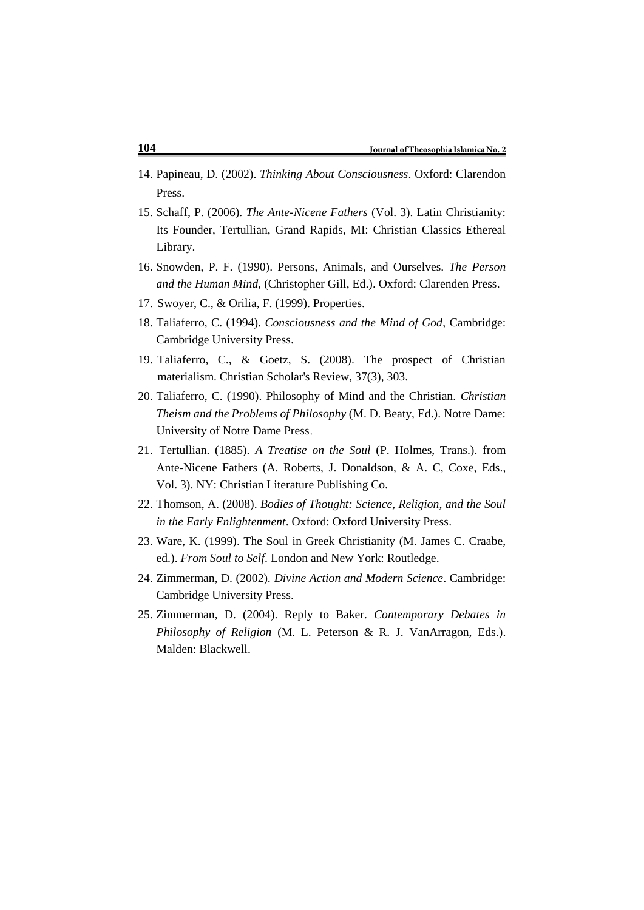14. Papineau, D. (2002). *Thinking About Consciousness*. Oxford: Clarendon Press.
15. Schaff, P. (2006). *The Ante-Nicene Fathers* (Vol. 3). Latin Christianity: Its Founder, Tertullian, Grand Rapids, MI: Christian Classics Ethereal Library.
16. Snowden, P. F. (1990). Persons, Animals, and Ourselves. *The Person and the Human Mind*, (Christopher Gill, Ed.). Oxford: Clarenden Press.
17. Swoyer, C., & Orilia, F. (1999). Properties.
18. Taliaferro, C. (1994). *Consciousness and the Mind of God*, Cambridge: Cambridge University Press.
19. Taliaferro, C., & Goetz, S. (2008). The prospect of Christian materialism. Christian Scholar's Review, 37(3), 303.
20. Taliaferro, C. (1990). Philosophy of Mind and the Christian. *Christian Theism and the Problems of Philosophy* (M. D. Beaty, Ed.). Notre Dame: University of Notre Dame Press.
21. Tertullian. (1885). *A Treatise on the Soul* (P. Holmes, Trans.). from Ante-Nicene Fathers (A. Roberts, J. Donaldson, & A. C, Coxe, Eds., Vol. 3). NY: Christian Literature Publishing Co.
22. Thomson, A. (2008). *Bodies of Thought: Science, Religion, and the Soul in the Early Enlightenment*. Oxford: Oxford University Press.
23. Ware, K. (1999). The Soul in Greek Christianity (M. James C. Craabe, ed.). *From Soul to Self*. London and New York: Routledge.
24. Zimmerman, D. (2002). *Divine Action and Modern Science*. Cambridge: Cambridge University Press.
25. Zimmerman, D. (2004). Reply to Baker. *Contemporary Debates in Philosophy of Religion* (M. L. Peterson & R. J. VanArragon, Eds.). Malden: Blackwell.